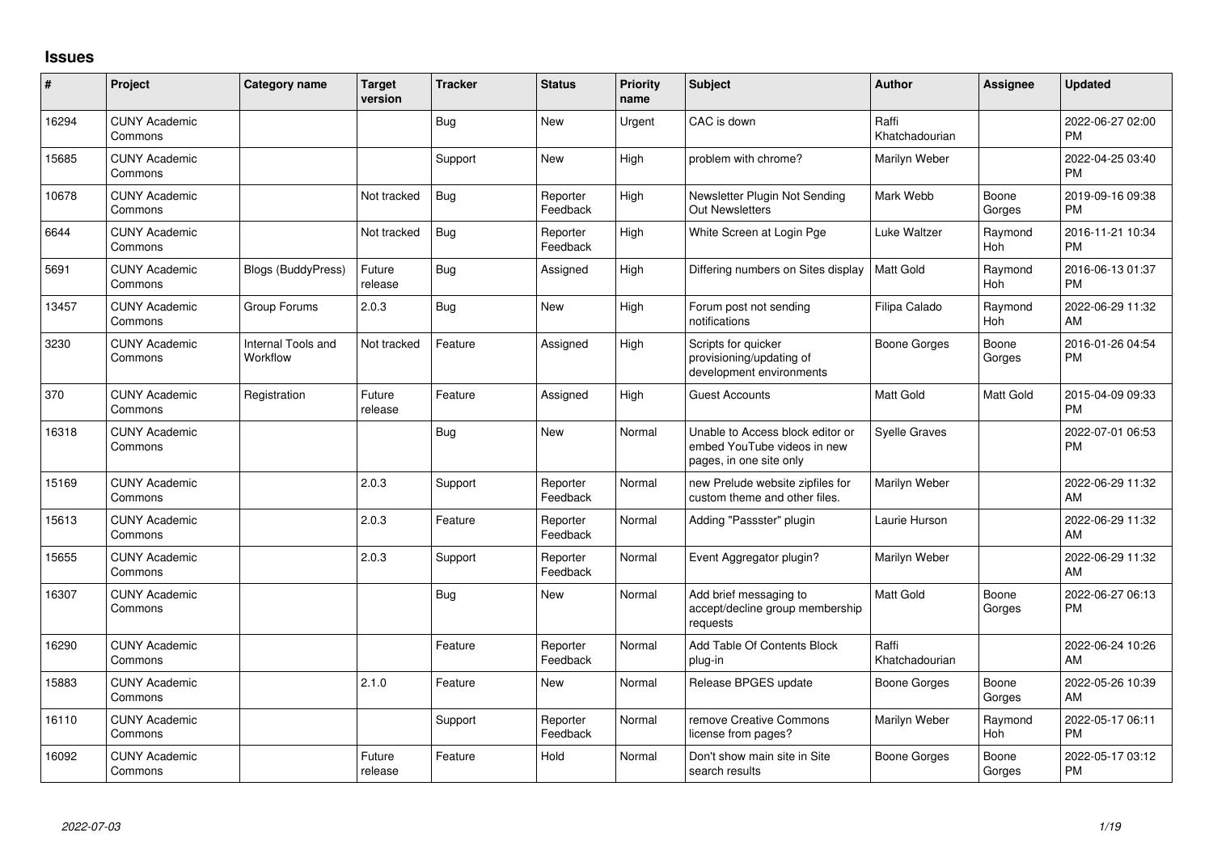# Issues

| # | Project | Category name | Target version | Tracker | Status | Priority name | Subject | Author | Assignee | Updated |
|---|---|---|---|---|---|---|---|---|---|---|
| 16294 | CUNY Academic Commons | | | Bug | New | Urgent | CAC is down | Raffi Khatchadourian | | 2022-06-27 02:00 PM |
| 15685 | CUNY Academic Commons | | | Support | New | High | problem with chrome? | Marilyn Weber | | 2022-04-25 03:40 PM |
| 10678 | CUNY Academic Commons | | Not tracked | Bug | Reporter Feedback | High | Newsletter Plugin Not Sending Out Newsletters | Mark Webb | Boone Gorges | 2019-09-16 09:38 PM |
| 6644 | CUNY Academic Commons | | Not tracked | Bug | Reporter Feedback | High | White Screen at Login Pge | Luke Waltzer | Raymond Hoh | 2016-11-21 10:34 PM |
| 5691 | CUNY Academic Commons | Blogs (BuddyPress) | Future release | Bug | Assigned | High | Differing numbers on Sites display | Matt Gold | Raymond Hoh | 2016-06-13 01:37 PM |
| 13457 | CUNY Academic Commons | Group Forums | 2.0.3 | Bug | New | High | Forum post not sending notifications | Filipa Calado | Raymond Hoh | 2022-06-29 11:32 AM |
| 3230 | CUNY Academic Commons | Internal Tools and Workflow | Not tracked | Feature | Assigned | High | Scripts for quicker provisioning/updating of development environments | Boone Gorges | Boone Gorges | 2016-01-26 04:54 PM |
| 370 | CUNY Academic Commons | Registration | Future release | Feature | Assigned | High | Guest Accounts | Matt Gold | Matt Gold | 2015-04-09 09:33 PM |
| 16318 | CUNY Academic Commons | | | Bug | New | Normal | Unable to Access block editor or embed YouTube videos in new pages, in one site only | Syelle Graves | | 2022-07-01 06:53 PM |
| 15169 | CUNY Academic Commons | | 2.0.3 | Support | Reporter Feedback | Normal | new Prelude website zipfiles for custom theme and other files. | Marilyn Weber | | 2022-06-29 11:32 AM |
| 15613 | CUNY Academic Commons | | 2.0.3 | Feature | Reporter Feedback | Normal | Adding "Passster" plugin | Laurie Hurson | | 2022-06-29 11:32 AM |
| 15655 | CUNY Academic Commons | | 2.0.3 | Support | Reporter Feedback | Normal | Event Aggregator plugin? | Marilyn Weber | | 2022-06-29 11:32 AM |
| 16307 | CUNY Academic Commons | | | Bug | New | Normal | Add brief messaging to accept/decline group membership requests | Matt Gold | Boone Gorges | 2022-06-27 06:13 PM |
| 16290 | CUNY Academic Commons | | | Feature | Reporter Feedback | Normal | Add Table Of Contents Block plug-in | Raffi Khatchadourian | | 2022-06-24 10:26 AM |
| 15883 | CUNY Academic Commons | | 2.1.0 | Feature | New | Normal | Release BPGES update | Boone Gorges | Boone Gorges | 2022-05-26 10:39 AM |
| 16110 | CUNY Academic Commons | | | Support | Reporter Feedback | Normal | remove Creative Commons license from pages? | Marilyn Weber | Raymond Hoh | 2022-05-17 06:11 PM |
| 16092 | CUNY Academic Commons | | Future release | Feature | Hold | Normal | Don't show main site in Site search results | Boone Gorges | Boone Gorges | 2022-05-17 03:12 PM |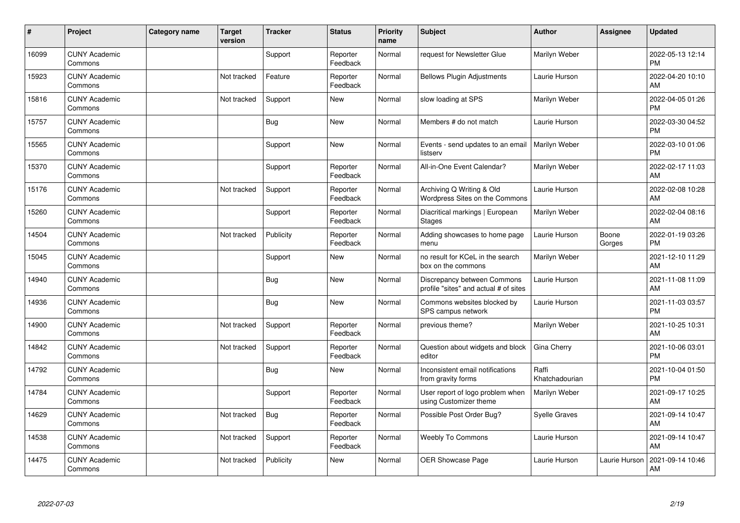| # | Project | Category name | Target version | Tracker | Status | Priority name | Subject | Author | Assignee | Updated |
|---|---|---|---|---|---|---|---|---|---|---|
| 16099 | CUNY Academic Commons | | | Support | Reporter Feedback | Normal | request for Newsletter Glue | Marilyn Weber | | 2022-05-13 12:14 PM |
| 15923 | CUNY Academic Commons | | Not tracked | Feature | Reporter Feedback | Normal | Bellows Plugin Adjustments | Laurie Hurson | | 2022-04-20 10:10 AM |
| 15816 | CUNY Academic Commons | | Not tracked | Support | New | Normal | slow loading at SPS | Marilyn Weber | | 2022-04-05 01:26 PM |
| 15757 | CUNY Academic Commons | | | Bug | New | Normal | Members # do not match | Laurie Hurson | | 2022-03-30 04:52 PM |
| 15565 | CUNY Academic Commons | | | Support | New | Normal | Events - send updates to an email listserv | Marilyn Weber | | 2022-03-10 01:06 PM |
| 15370 | CUNY Academic Commons | | | Support | Reporter Feedback | Normal | All-in-One Event Calendar? | Marilyn Weber | | 2022-02-17 11:03 AM |
| 15176 | CUNY Academic Commons | | Not tracked | Support | Reporter Feedback | Normal | Archiving Q Writing & Old Wordpress Sites on the Commons | Laurie Hurson | | 2022-02-08 10:28 AM |
| 15260 | CUNY Academic Commons | | | Support | Reporter Feedback | Normal | Diacritical markings \| European Stages | Marilyn Weber | | 2022-02-04 08:16 AM |
| 14504 | CUNY Academic Commons | | Not tracked | Publicity | Reporter Feedback | Normal | Adding showcases to home page menu | Laurie Hurson | Boone Gorges | 2022-01-19 03:26 PM |
| 15045 | CUNY Academic Commons | | | Support | New | Normal | no result for KCeL in the search box on the commons | Marilyn Weber | | 2021-12-10 11:29 AM |
| 14940 | CUNY Academic Commons | | | Bug | New | Normal | Discrepancy between Commons profile "sites" and actual # of sites | Laurie Hurson | | 2021-11-08 11:09 AM |
| 14936 | CUNY Academic Commons | | | Bug | New | Normal | Commons websites blocked by SPS campus network | Laurie Hurson | | 2021-11-03 03:57 PM |
| 14900 | CUNY Academic Commons | | Not tracked | Support | Reporter Feedback | Normal | previous theme? | Marilyn Weber | | 2021-10-25 10:31 AM |
| 14842 | CUNY Academic Commons | | Not tracked | Support | Reporter Feedback | Normal | Question about widgets and block editor | Gina Cherry | | 2021-10-06 03:01 PM |
| 14792 | CUNY Academic Commons | | | Bug | New | Normal | Inconsistent email notifications from gravity forms | Raffi Khatchadourian | | 2021-10-04 01:50 PM |
| 14784 | CUNY Academic Commons | | | Support | Reporter Feedback | Normal | User report of logo problem when using Customizer theme | Marilyn Weber | | 2021-09-17 10:25 AM |
| 14629 | CUNY Academic Commons | | Not tracked | Bug | Reporter Feedback | Normal | Possible Post Order Bug? | Syelle Graves | | 2021-09-14 10:47 AM |
| 14538 | CUNY Academic Commons | | Not tracked | Support | Reporter Feedback | Normal | Weebly To Commons | Laurie Hurson | | 2021-09-14 10:47 AM |
| 14475 | CUNY Academic Commons | | Not tracked | Publicity | New | Normal | OER Showcase Page | Laurie Hurson | Laurie Hurson | 2021-09-14 10:46 AM |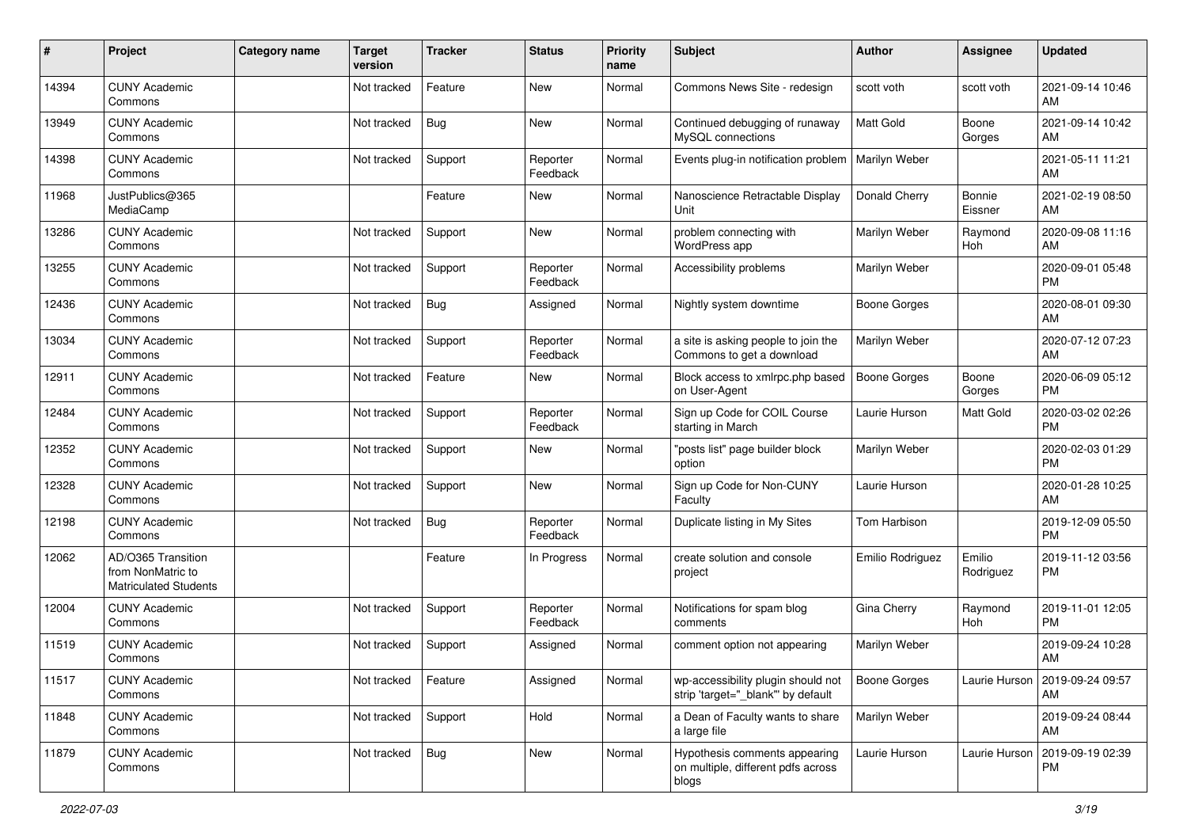| # | Project | Category name | Target version | Tracker | Status | Priority name | Subject | Author | Assignee | Updated |
|---|---|---|---|---|---|---|---|---|---|---|
| 14394 | CUNY Academic Commons | | Not tracked | Feature | New | Normal | Commons News Site - redesign | scott voth | scott voth | 2021-09-14 10:46 AM |
| 13949 | CUNY Academic Commons | | Not tracked | Bug | New | Normal | Continued debugging of runaway MySQL connections | Matt Gold | Boone Gorges | 2021-09-14 10:42 AM |
| 14398 | CUNY Academic Commons | | Not tracked | Support | Reporter Feedback | Normal | Events plug-in notification problem | Marilyn Weber | | 2021-05-11 11:21 AM |
| 11968 | JustPublics@365 MediaCamp | | | Feature | New | Normal | Nanoscience Retractable Display Unit | Donald Cherry | Bonnie Eissner | 2021-02-19 08:50 AM |
| 13286 | CUNY Academic Commons | | Not tracked | Support | New | Normal | problem connecting with WordPress app | Marilyn Weber | Raymond Hoh | 2020-09-08 11:16 AM |
| 13255 | CUNY Academic Commons | | Not tracked | Support | Reporter Feedback | Normal | Accessibility problems | Marilyn Weber | | 2020-09-01 05:48 PM |
| 12436 | CUNY Academic Commons | | Not tracked | Bug | Assigned | Normal | Nightly system downtime | Boone Gorges | | 2020-08-01 09:30 AM |
| 13034 | CUNY Academic Commons | | Not tracked | Support | Reporter Feedback | Normal | a site is asking people to join the Commons to get a download | Marilyn Weber | | 2020-07-12 07:23 AM |
| 12911 | CUNY Academic Commons | | Not tracked | Feature | New | Normal | Block access to xmlrpc.php based on User-Agent | Boone Gorges | Boone Gorges | 2020-06-09 05:12 PM |
| 12484 | CUNY Academic Commons | | Not tracked | Support | Reporter Feedback | Normal | Sign up Code for COIL Course starting in March | Laurie Hurson | Matt Gold | 2020-03-02 02:26 PM |
| 12352 | CUNY Academic Commons | | Not tracked | Support | New | Normal | "posts list" page builder block option | Marilyn Weber | | 2020-02-03 01:29 PM |
| 12328 | CUNY Academic Commons | | Not tracked | Support | New | Normal | Sign up Code for Non-CUNY Faculty | Laurie Hurson | | 2020-01-28 10:25 AM |
| 12198 | CUNY Academic Commons | | Not tracked | Bug | Reporter Feedback | Normal | Duplicate listing in My Sites | Tom Harbison | | 2019-12-09 05:50 PM |
| 12062 | AD/O365 Transition from NonMatric to Matriculated Students | | | Feature | In Progress | Normal | create solution and console project | Emilio Rodriguez | Emilio Rodriguez | 2019-11-12 03:56 PM |
| 12004 | CUNY Academic Commons | | Not tracked | Support | Reporter Feedback | Normal | Notifications for spam blog comments | Gina Cherry | Raymond Hoh | 2019-11-01 12:05 PM |
| 11519 | CUNY Academic Commons | | Not tracked | Support | Assigned | Normal | comment option not appearing | Marilyn Weber | | 2019-09-24 10:28 AM |
| 11517 | CUNY Academic Commons | | Not tracked | Feature | Assigned | Normal | wp-accessibility plugin should not strip 'target="_blank"' by default | Boone Gorges | Laurie Hurson | 2019-09-24 09:57 AM |
| 11848 | CUNY Academic Commons | | Not tracked | Support | Hold | Normal | a Dean of Faculty wants to share a large file | Marilyn Weber | | 2019-09-24 08:44 AM |
| 11879 | CUNY Academic Commons | | Not tracked | Bug | New | Normal | Hypothesis comments appearing on multiple, different pdfs across blogs | Laurie Hurson | Laurie Hurson | 2019-09-19 02:39 PM |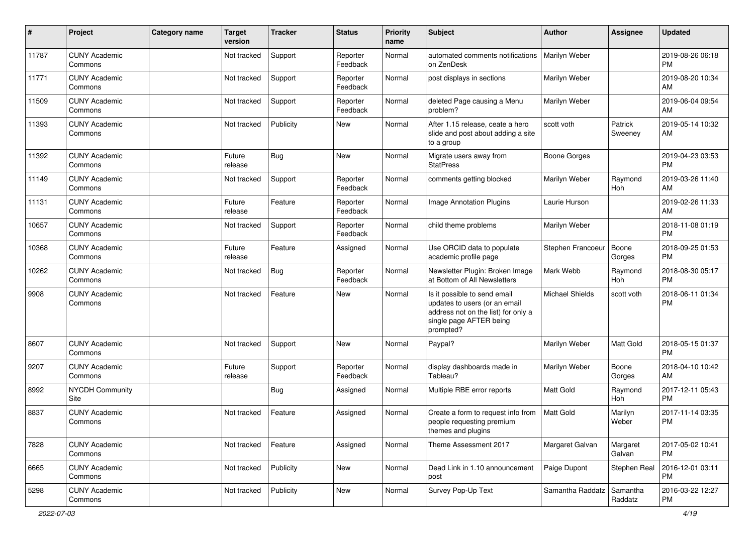| # | Project | Category name | Target version | Tracker | Status | Priority name | Subject | Author | Assignee | Updated |
|---|---|---|---|---|---|---|---|---|---|---|
| 11787 | CUNY Academic Commons | | Not tracked | Support | Reporter Feedback | Normal | automated comments notifications on ZenDesk | Marilyn Weber | | 2019-08-26 06:18 PM |
| 11771 | CUNY Academic Commons | | Not tracked | Support | Reporter Feedback | Normal | post displays in sections | Marilyn Weber | | 2019-08-20 10:34 AM |
| 11509 | CUNY Academic Commons | | Not tracked | Support | Reporter Feedback | Normal | deleted Page causing a Menu problem? | Marilyn Weber | | 2019-06-04 09:54 AM |
| 11393 | CUNY Academic Commons | | Not tracked | Publicity | New | Normal | After 1.15 release, ceate a hero slide and post about adding a site to a group | scott voth | Patrick Sweeney | 2019-05-14 10:32 AM |
| 11392 | CUNY Academic Commons | | Future release | Bug | New | Normal | Migrate users away from StatPress | Boone Gorges | | 2019-04-23 03:53 PM |
| 11149 | CUNY Academic Commons | | Not tracked | Support | Reporter Feedback | Normal | comments getting blocked | Marilyn Weber | Raymond Hoh | 2019-03-26 11:40 AM |
| 11131 | CUNY Academic Commons | | Future release | Feature | Reporter Feedback | Normal | Image Annotation Plugins | Laurie Hurson | | 2019-02-26 11:33 AM |
| 10657 | CUNY Academic Commons | | Not tracked | Support | Reporter Feedback | Normal | child theme problems | Marilyn Weber | | 2018-11-08 01:19 PM |
| 10368 | CUNY Academic Commons | | Future release | Feature | Assigned | Normal | Use ORCID data to populate academic profile page | Stephen Francoeur | Boone Gorges | 2018-09-25 01:53 PM |
| 10262 | CUNY Academic Commons | | Not tracked | Bug | Reporter Feedback | Normal | Newsletter Plugin: Broken Image at Bottom of All Newsletters | Mark Webb | Raymond Hoh | 2018-08-30 05:17 PM |
| 9908 | CUNY Academic Commons | | Not tracked | Feature | New | Normal | Is it possible to send email updates to users (or an email address not on the list) for only a single page AFTER being prompted? | Michael Shields | scott voth | 2018-06-11 01:34 PM |
| 8607 | CUNY Academic Commons | | Not tracked | Support | New | Normal | Paypal? | Marilyn Weber | Matt Gold | 2018-05-15 01:37 PM |
| 9207 | CUNY Academic Commons | | Future release | Support | Reporter Feedback | Normal | display dashboards made in Tableau? | Marilyn Weber | Boone Gorges | 2018-04-10 10:42 AM |
| 8992 | NYCDH Community Site | | | Bug | Assigned | Normal | Multiple RBE error reports | Matt Gold | Raymond Hoh | 2017-12-11 05:43 PM |
| 8837 | CUNY Academic Commons | | Not tracked | Feature | Assigned | Normal | Create a form to request info from people requesting premium themes and plugins | Matt Gold | Marilyn Weber | 2017-11-14 03:35 PM |
| 7828 | CUNY Academic Commons | | Not tracked | Feature | Assigned | Normal | Theme Assessment 2017 | Margaret Galvan | Margaret Galvan | 2017-05-02 10:41 PM |
| 6665 | CUNY Academic Commons | | Not tracked | Publicity | New | Normal | Dead Link in 1.10 announcement post | Paige Dupont | Stephen Real | 2016-12-01 03:11 PM |
| 5298 | CUNY Academic Commons | | Not tracked | Publicity | New | Normal | Survey Pop-Up Text | Samantha Raddatz | Samantha Raddatz | 2016-03-22 12:27 PM |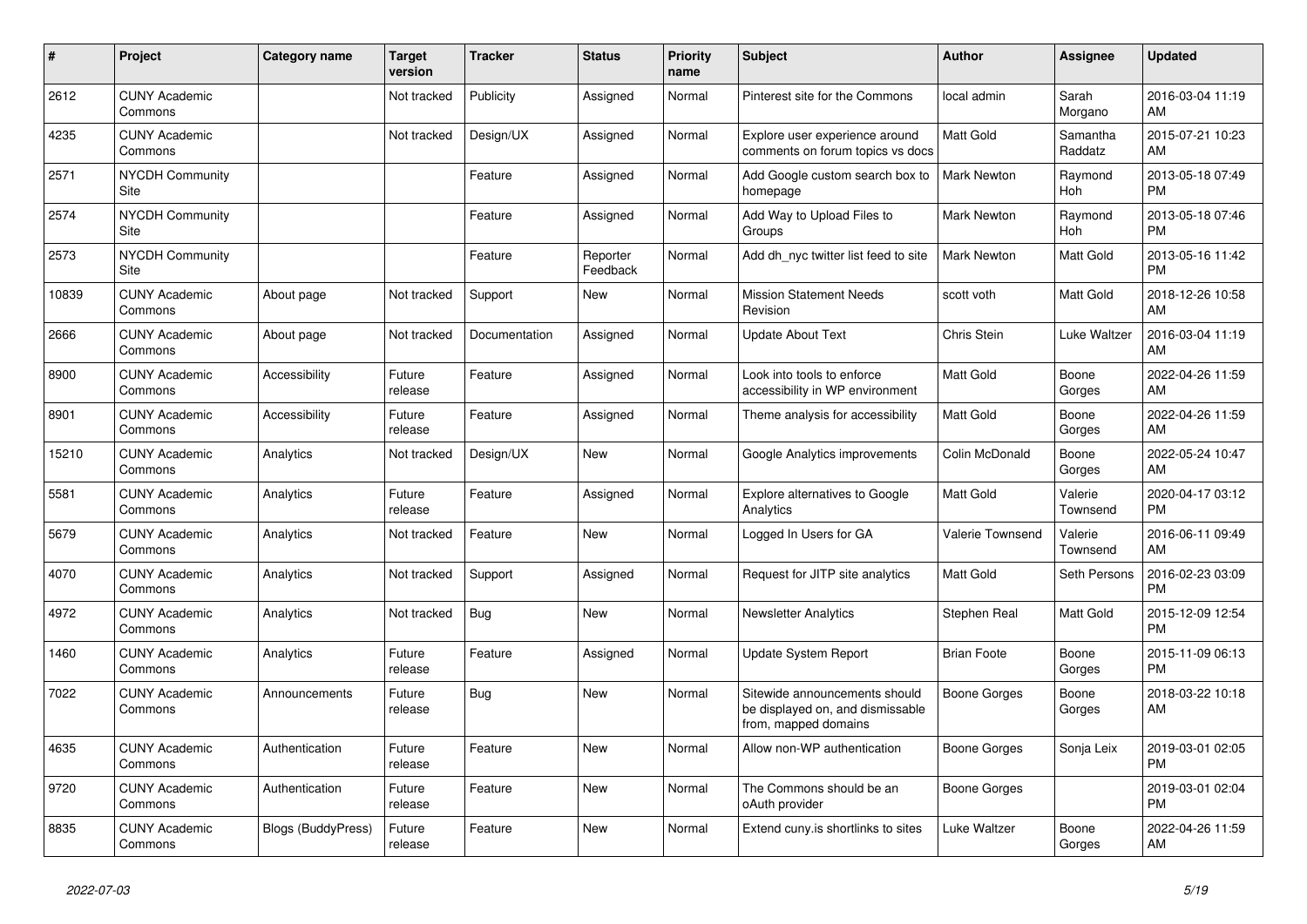| # | Project | Category name | Target version | Tracker | Status | Priority name | Subject | Author | Assignee | Updated |
| --- | --- | --- | --- | --- | --- | --- | --- | --- | --- | --- |
| 2612 | CUNY Academic Commons | | Not tracked | Publicity | Assigned | Normal | Pinterest site for the Commons | local admin | Sarah Morgano | 2016-03-04 11:19 AM |
| 4235 | CUNY Academic Commons | | Not tracked | Design/UX | Assigned | Normal | Explore user experience around comments on forum topics vs docs | Matt Gold | Samantha Raddatz | 2015-07-21 10:23 AM |
| 2571 | NYCDH Community Site | | | Feature | Assigned | Normal | Add Google custom search box to homepage | Mark Newton | Raymond Hoh | 2013-05-18 07:49 PM |
| 2574 | NYCDH Community Site | | | Feature | Assigned | Normal | Add Way to Upload Files to Groups | Mark Newton | Raymond Hoh | 2013-05-18 07:46 PM |
| 2573 | NYCDH Community Site | | | Feature | Reporter Feedback | Normal | Add dh_nyc twitter list feed to site | Mark Newton | Matt Gold | 2013-05-16 11:42 PM |
| 10839 | CUNY Academic Commons | About page | Not tracked | Support | New | Normal | Mission Statement Needs Revision | scott voth | Matt Gold | 2018-12-26 10:58 AM |
| 2666 | CUNY Academic Commons | About page | Not tracked | Documentation | Assigned | Normal | Update About Text | Chris Stein | Luke Waltzer | 2016-03-04 11:19 AM |
| 8900 | CUNY Academic Commons | Accessibility | Future release | Feature | Assigned | Normal | Look into tools to enforce accessibility in WP environment | Matt Gold | Boone Gorges | 2022-04-26 11:59 AM |
| 8901 | CUNY Academic Commons | Accessibility | Future release | Feature | Assigned | Normal | Theme analysis for accessibility | Matt Gold | Boone Gorges | 2022-04-26 11:59 AM |
| 15210 | CUNY Academic Commons | Analytics | Not tracked | Design/UX | New | Normal | Google Analytics improvements | Colin McDonald | Boone Gorges | 2022-05-24 10:47 AM |
| 5581 | CUNY Academic Commons | Analytics | Future release | Feature | Assigned | Normal | Explore alternatives to Google Analytics | Matt Gold | Valerie Townsend | 2020-04-17 03:12 PM |
| 5679 | CUNY Academic Commons | Analytics | Not tracked | Feature | New | Normal | Logged In Users for GA | Valerie Townsend | Valerie Townsend | 2016-06-11 09:49 AM |
| 4070 | CUNY Academic Commons | Analytics | Not tracked | Support | Assigned | Normal | Request for JITP site analytics | Matt Gold | Seth Persons | 2016-02-23 03:09 PM |
| 4972 | CUNY Academic Commons | Analytics | Not tracked | Bug | New | Normal | Newsletter Analytics | Stephen Real | Matt Gold | 2015-12-09 12:54 PM |
| 1460 | CUNY Academic Commons | Analytics | Future release | Feature | Assigned | Normal | Update System Report | Brian Foote | Boone Gorges | 2015-11-09 06:13 PM |
| 7022 | CUNY Academic Commons | Announcements | Future release | Bug | New | Normal | Sitewide announcements should be displayed on, and dismissable from, mapped domains | Boone Gorges | Boone Gorges | 2018-03-22 10:18 AM |
| 4635 | CUNY Academic Commons | Authentication | Future release | Feature | New | Normal | Allow non-WP authentication | Boone Gorges | Sonja Leix | 2019-03-01 02:05 PM |
| 9720 | CUNY Academic Commons | Authentication | Future release | Feature | New | Normal | The Commons should be an oAuth provider | Boone Gorges | | 2019-03-01 02:04 PM |
| 8835 | CUNY Academic Commons | Blogs (BuddyPress) | Future release | Feature | New | Normal | Extend cuny.is shortlinks to sites | Luke Waltzer | Boone Gorges | 2022-04-26 11:59 AM |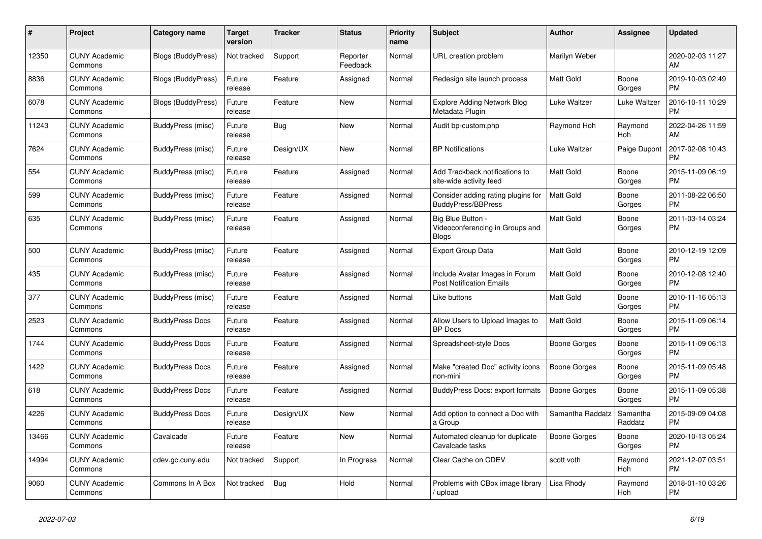| # | Project | Category name | Target version | Tracker | Status | Priority name | Subject | Author | Assignee | Updated |
|---|---|---|---|---|---|---|---|---|---|---|
| 12350 | CUNY Academic Commons | Blogs (BuddyPress) | Not tracked | Support | Reporter Feedback | Normal | URL creation problem | Marilyn Weber | | 2020-02-03 11:27 AM |
| 8836 | CUNY Academic Commons | Blogs (BuddyPress) | Future release | Feature | Assigned | Normal | Redesign site launch process | Matt Gold | Boone Gorges | 2019-10-03 02:49 PM |
| 6078 | CUNY Academic Commons | Blogs (BuddyPress) | Future release | Feature | New | Normal | Explore Adding Network Blog Metadata Plugin | Luke Waltzer | Luke Waltzer | 2016-10-11 10:29 PM |
| 11243 | CUNY Academic Commons | BuddyPress (misc) | Future release | Bug | New | Normal | Audit bp-custom.php | Raymond Hoh | Raymond Hoh | 2022-04-26 11:59 AM |
| 7624 | CUNY Academic Commons | BuddyPress (misc) | Future release | Design/UX | New | Normal | BP Notifications | Luke Waltzer | Paige Dupont | 2017-02-08 10:43 PM |
| 554 | CUNY Academic Commons | BuddyPress (misc) | Future release | Feature | Assigned | Normal | Add Trackback notifications to site-wide activity feed | Matt Gold | Boone Gorges | 2015-11-09 06:19 PM |
| 599 | CUNY Academic Commons | BuddyPress (misc) | Future release | Feature | Assigned | Normal | Consider adding rating plugins for BuddyPress/BBPress | Matt Gold | Boone Gorges | 2011-08-22 06:50 PM |
| 635 | CUNY Academic Commons | BuddyPress (misc) | Future release | Feature | Assigned | Normal | Big Blue Button - Videoconferencing in Groups and Blogs | Matt Gold | Boone Gorges | 2011-03-14 03:24 PM |
| 500 | CUNY Academic Commons | BuddyPress (misc) | Future release | Feature | Assigned | Normal | Export Group Data | Matt Gold | Boone Gorges | 2010-12-19 12:09 PM |
| 435 | CUNY Academic Commons | BuddyPress (misc) | Future release | Feature | Assigned | Normal | Include Avatar Images in Forum Post Notification Emails | Matt Gold | Boone Gorges | 2010-12-08 12:40 PM |
| 377 | CUNY Academic Commons | BuddyPress (misc) | Future release | Feature | Assigned | Normal | Like buttons | Matt Gold | Boone Gorges | 2010-11-16 05:13 PM |
| 2523 | CUNY Academic Commons | BuddyPress Docs | Future release | Feature | Assigned | Normal | Allow Users to Upload Images to BP Docs | Matt Gold | Boone Gorges | 2015-11-09 06:14 PM |
| 1744 | CUNY Academic Commons | BuddyPress Docs | Future release | Feature | Assigned | Normal | Spreadsheet-style Docs | Boone Gorges | Boone Gorges | 2015-11-09 06:13 PM |
| 1422 | CUNY Academic Commons | BuddyPress Docs | Future release | Feature | Assigned | Normal | Make "created Doc" activity icons non-mini | Boone Gorges | Boone Gorges | 2015-11-09 05:48 PM |
| 618 | CUNY Academic Commons | BuddyPress Docs | Future release | Feature | Assigned | Normal | BuddyPress Docs: export formats | Boone Gorges | Boone Gorges | 2015-11-09 05:38 PM |
| 4226 | CUNY Academic Commons | BuddyPress Docs | Future release | Design/UX | New | Normal | Add option to connect a Doc with a Group | Samantha Raddatz | Samantha Raddatz | 2015-09-09 04:08 PM |
| 13466 | CUNY Academic Commons | Cavalcade | Future release | Feature | New | Normal | Automated cleanup for duplicate Cavalcade tasks | Boone Gorges | Boone Gorges | 2020-10-13 05:24 PM |
| 14994 | CUNY Academic Commons | cdev.gc.cuny.edu | Not tracked | Support | In Progress | Normal | Clear Cache on CDEV | scott voth | Raymond Hoh | 2021-12-07 03:51 PM |
| 9060 | CUNY Academic Commons | Commons In A Box | Not tracked | Bug | Hold | Normal | Problems with CBox image library / upload | Lisa Rhody | Raymond Hoh | 2018-01-10 03:26 PM |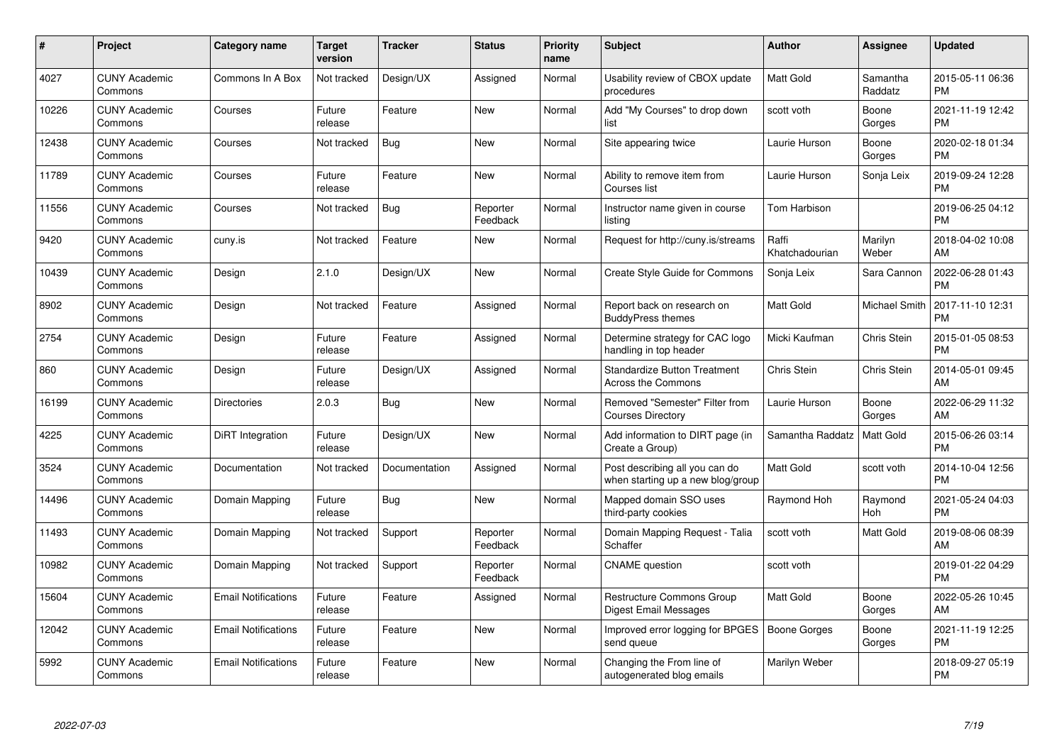| # | Project | Category name | Target version | Tracker | Status | Priority name | Subject | Author | Assignee | Updated |
|---|---|---|---|---|---|---|---|---|---|---|
| 4027 | CUNY Academic Commons | Commons In A Box | Not tracked | Design/UX | Assigned | Normal | Usability review of CBOX update procedures | Matt Gold | Samantha Raddatz | 2015-05-11 06:36 PM |
| 10226 | CUNY Academic Commons | Courses | Future release | Feature | New | Normal | Add "My Courses" to drop down list | scott voth | Boone Gorges | 2021-11-19 12:42 PM |
| 12438 | CUNY Academic Commons | Courses | Not tracked | Bug | New | Normal | Site appearing twice | Laurie Hurson | Boone Gorges | 2020-02-18 01:34 PM |
| 11789 | CUNY Academic Commons | Courses | Future release | Feature | New | Normal | Ability to remove item from Courses list | Laurie Hurson | Sonja Leix | 2019-09-24 12:28 PM |
| 11556 | CUNY Academic Commons | Courses | Not tracked | Bug | Reporter Feedback | Normal | Instructor name given in course listing | Tom Harbison | | 2019-06-25 04:12 PM |
| 9420 | CUNY Academic Commons | cuny.is | Not tracked | Feature | New | Normal | Request for http://cuny.is/streams | Raffi Khatchadourian | Marilyn Weber | 2018-04-02 10:08 AM |
| 10439 | CUNY Academic Commons | Design | 2.1.0 | Design/UX | New | Normal | Create Style Guide for Commons | Sonja Leix | Sara Cannon | 2022-06-28 01:43 PM |
| 8902 | CUNY Academic Commons | Design | Not tracked | Feature | Assigned | Normal | Report back on research on BuddyPress themes | Matt Gold | Michael Smith | 2017-11-10 12:31 PM |
| 2754 | CUNY Academic Commons | Design | Future release | Feature | Assigned | Normal | Determine strategy for CAC logo handling in top header | Micki Kaufman | Chris Stein | 2015-01-05 08:53 PM |
| 860 | CUNY Academic Commons | Design | Future release | Design/UX | Assigned | Normal | Standardize Button Treatment Across the Commons | Chris Stein | Chris Stein | 2014-05-01 09:45 AM |
| 16199 | CUNY Academic Commons | Directories | 2.0.3 | Bug | New | Normal | Removed "Semester" Filter from Courses Directory | Laurie Hurson | Boone Gorges | 2022-06-29 11:32 AM |
| 4225 | CUNY Academic Commons | DiRT Integration | Future release | Design/UX | New | Normal | Add information to DIRT page (in Create a Group) | Samantha Raddatz | Matt Gold | 2015-06-26 03:14 PM |
| 3524 | CUNY Academic Commons | Documentation | Not tracked | Documentation | Assigned | Normal | Post describing all you can do when starting up a new blog/group | Matt Gold | scott voth | 2014-10-04 12:56 PM |
| 14496 | CUNY Academic Commons | Domain Mapping | Future release | Bug | New | Normal | Mapped domain SSO uses third-party cookies | Raymond Hoh | Raymond Hoh | 2021-05-24 04:03 PM |
| 11493 | CUNY Academic Commons | Domain Mapping | Not tracked | Support | Reporter Feedback | Normal | Domain Mapping Request - Talia Schaffer | scott voth | Matt Gold | 2019-08-06 08:39 AM |
| 10982 | CUNY Academic Commons | Domain Mapping | Not tracked | Support | Reporter Feedback | Normal | CNAME question | scott voth | | 2019-01-22 04:29 PM |
| 15604 | CUNY Academic Commons | Email Notifications | Future release | Feature | Assigned | Normal | Restructure Commons Group Digest Email Messages | Matt Gold | Boone Gorges | 2022-05-26 10:45 AM |
| 12042 | CUNY Academic Commons | Email Notifications | Future release | Feature | New | Normal | Improved error logging for BPGES send queue | Boone Gorges | Boone Gorges | 2021-11-19 12:25 PM |
| 5992 | CUNY Academic Commons | Email Notifications | Future release | Feature | New | Normal | Changing the From line of autogenerated blog emails | Marilyn Weber | | 2018-09-27 05:19 PM |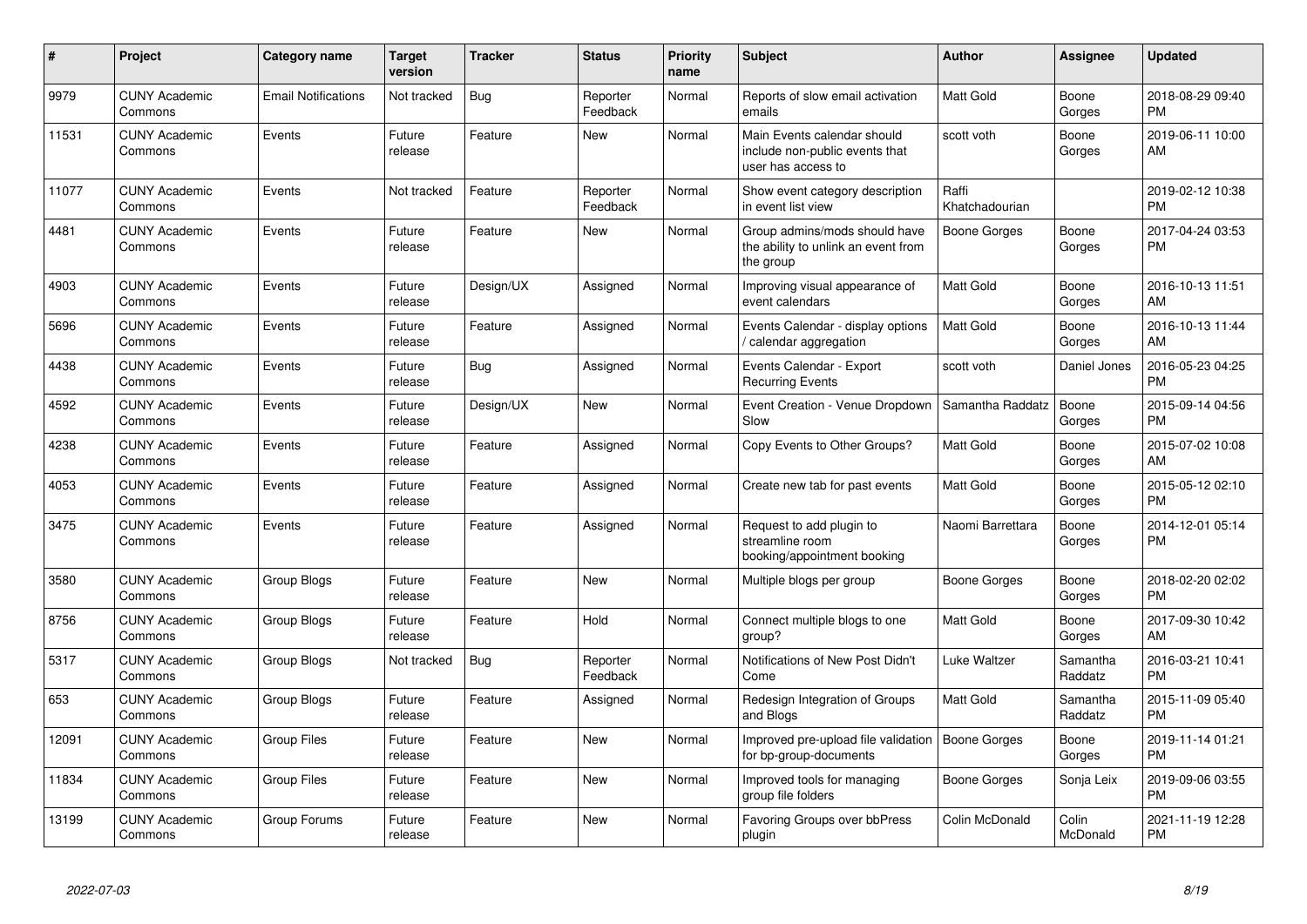| # | Project | Category name | Target version | Tracker | Status | Priority name | Subject | Author | Assignee | Updated |
|---|---|---|---|---|---|---|---|---|---|---|
| 9979 | CUNY Academic Commons | Email Notifications | Not tracked | Bug | Reporter Feedback | Normal | Reports of slow email activation emails | Matt Gold | Boone Gorges | 2018-08-29 09:40 PM |
| 11531 | CUNY Academic Commons | Events | Future release | Feature | New | Normal | Main Events calendar should include non-public events that user has access to | scott voth | Boone Gorges | 2019-06-11 10:00 AM |
| 11077 | CUNY Academic Commons | Events | Not tracked | Feature | Reporter Feedback | Normal | Show event category description in event list view | Raffi Khatchadourian | | 2019-02-12 10:38 PM |
| 4481 | CUNY Academic Commons | Events | Future release | Feature | New | Normal | Group admins/mods should have the ability to unlink an event from the group | Boone Gorges | Boone Gorges | 2017-04-24 03:53 PM |
| 4903 | CUNY Academic Commons | Events | Future release | Design/UX | Assigned | Normal | Improving visual appearance of event calendars | Matt Gold | Boone Gorges | 2016-10-13 11:51 AM |
| 5696 | CUNY Academic Commons | Events | Future release | Feature | Assigned | Normal | Events Calendar - display options / calendar aggregation | Matt Gold | Boone Gorges | 2016-10-13 11:44 AM |
| 4438 | CUNY Academic Commons | Events | Future release | Bug | Assigned | Normal | Events Calendar - Export Recurring Events | scott voth | Daniel Jones | 2016-05-23 04:25 PM |
| 4592 | CUNY Academic Commons | Events | Future release | Design/UX | New | Normal | Event Creation - Venue Dropdown Slow | Samantha Raddatz | Boone Gorges | 2015-09-14 04:56 PM |
| 4238 | CUNY Academic Commons | Events | Future release | Feature | Assigned | Normal | Copy Events to Other Groups? | Matt Gold | Boone Gorges | 2015-07-02 10:08 AM |
| 4053 | CUNY Academic Commons | Events | Future release | Feature | Assigned | Normal | Create new tab for past events | Matt Gold | Boone Gorges | 2015-05-12 02:10 PM |
| 3475 | CUNY Academic Commons | Events | Future release | Feature | Assigned | Normal | Request to add plugin to streamline room booking/appointment booking | Naomi Barrettara | Boone Gorges | 2014-12-01 05:14 PM |
| 3580 | CUNY Academic Commons | Group Blogs | Future release | Feature | New | Normal | Multiple blogs per group | Boone Gorges | Boone Gorges | 2018-02-20 02:02 PM |
| 8756 | CUNY Academic Commons | Group Blogs | Future release | Feature | Hold | Normal | Connect multiple blogs to one group? | Matt Gold | Boone Gorges | 2017-09-30 10:42 AM |
| 5317 | CUNY Academic Commons | Group Blogs | Not tracked | Bug | Reporter Feedback | Normal | Notifications of New Post Didn't Come | Luke Waltzer | Samantha Raddatz | 2016-03-21 10:41 PM |
| 653 | CUNY Academic Commons | Group Blogs | Future release | Feature | Assigned | Normal | Redesign Integration of Groups and Blogs | Matt Gold | Samantha Raddatz | 2015-11-09 05:40 PM |
| 12091 | CUNY Academic Commons | Group Files | Future release | Feature | New | Normal | Improved pre-upload file validation for bp-group-documents | Boone Gorges | Boone Gorges | 2019-11-14 01:21 PM |
| 11834 | CUNY Academic Commons | Group Files | Future release | Feature | New | Normal | Improved tools for managing group file folders | Boone Gorges | Sonja Leix | 2019-09-06 03:55 PM |
| 13199 | CUNY Academic Commons | Group Forums | Future release | Feature | New | Normal | Favoring Groups over bbPress plugin | Colin McDonald | Colin McDonald | 2021-11-19 12:28 PM |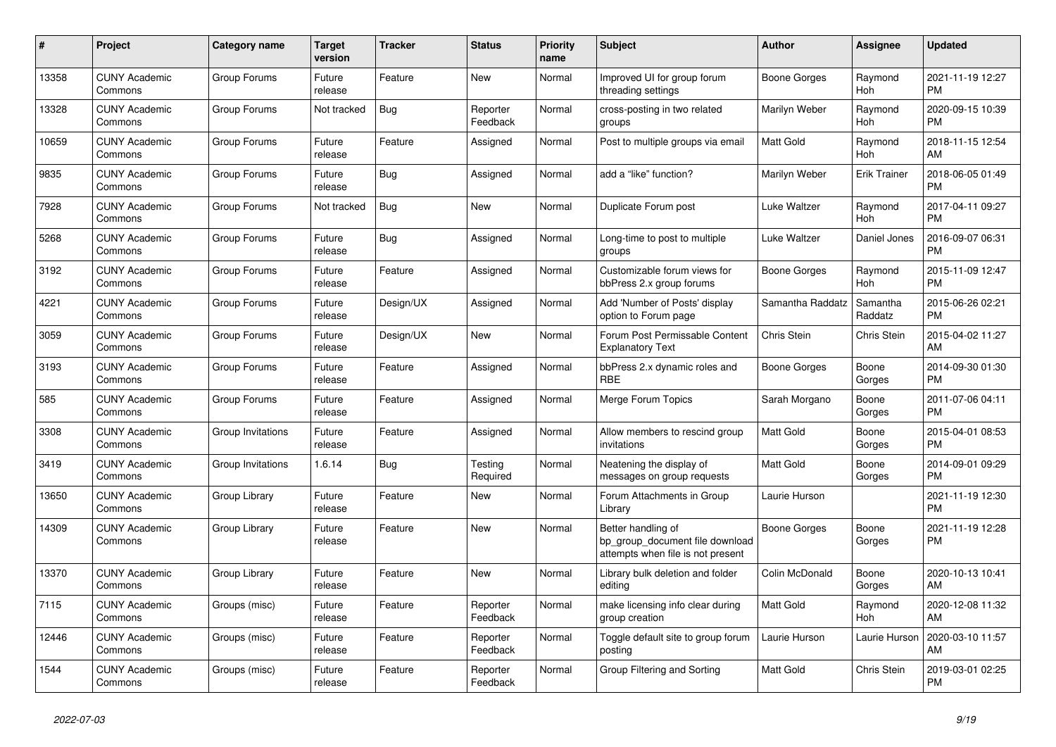| # | Project | Category name | Target version | Tracker | Status | Priority name | Subject | Author | Assignee | Updated |
|---|---|---|---|---|---|---|---|---|---|---|
| 13358 | CUNY Academic Commons | Group Forums | Future release | Feature | New | Normal | Improved UI for group forum threading settings | Boone Gorges | Raymond Hoh | 2021-11-19 12:27 PM |
| 13328 | CUNY Academic Commons | Group Forums | Not tracked | Bug | Reporter Feedback | Normal | cross-posting in two related groups | Marilyn Weber | Raymond Hoh | 2020-09-15 10:39 PM |
| 10659 | CUNY Academic Commons | Group Forums | Future release | Feature | Assigned | Normal | Post to multiple groups via email | Matt Gold | Raymond Hoh | 2018-11-15 12:54 AM |
| 9835 | CUNY Academic Commons | Group Forums | Future release | Bug | Assigned | Normal | add a "like" function? | Marilyn Weber | Erik Trainer | 2018-06-05 01:49 PM |
| 7928 | CUNY Academic Commons | Group Forums | Not tracked | Bug | New | Normal | Duplicate Forum post | Luke Waltzer | Raymond Hoh | 2017-04-11 09:27 PM |
| 5268 | CUNY Academic Commons | Group Forums | Future release | Bug | Assigned | Normal | Long-time to post to multiple groups | Luke Waltzer | Daniel Jones | 2016-09-07 06:31 PM |
| 3192 | CUNY Academic Commons | Group Forums | Future release | Feature | Assigned | Normal | Customizable forum views for bbPress 2.x group forums | Boone Gorges | Raymond Hoh | 2015-11-09 12:47 PM |
| 4221 | CUNY Academic Commons | Group Forums | Future release | Design/UX | Assigned | Normal | Add 'Number of Posts' display option to Forum page | Samantha Raddatz | Samantha Raddatz | 2015-06-26 02:21 PM |
| 3059 | CUNY Academic Commons | Group Forums | Future release | Design/UX | New | Normal | Forum Post Permissable Content Explanatory Text | Chris Stein | Chris Stein | 2015-04-02 11:27 AM |
| 3193 | CUNY Academic Commons | Group Forums | Future release | Feature | Assigned | Normal | bbPress 2.x dynamic roles and RBE | Boone Gorges | Boone Gorges | 2014-09-30 01:30 PM |
| 585 | CUNY Academic Commons | Group Forums | Future release | Feature | Assigned | Normal | Merge Forum Topics | Sarah Morgano | Boone Gorges | 2011-07-06 04:11 PM |
| 3308 | CUNY Academic Commons | Group Invitations | Future release | Feature | Assigned | Normal | Allow members to rescind group invitations | Matt Gold | Boone Gorges | 2015-04-01 08:53 PM |
| 3419 | CUNY Academic Commons | Group Invitations | 1.6.14 | Bug | Testing Required | Normal | Neatening the display of messages on group requests | Matt Gold | Boone Gorges | 2014-09-01 09:29 PM |
| 13650 | CUNY Academic Commons | Group Library | Future release | Feature | New | Normal | Forum Attachments in Group Library | Laurie Hurson | | 2021-11-19 12:30 PM |
| 14309 | CUNY Academic Commons | Group Library | Future release | Feature | New | Normal | Better handling of bp_group_document file download attempts when file is not present | Boone Gorges | Boone Gorges | 2021-11-19 12:28 PM |
| 13370 | CUNY Academic Commons | Group Library | Future release | Feature | New | Normal | Library bulk deletion and folder editing | Colin McDonald | Boone Gorges | 2020-10-13 10:41 AM |
| 7115 | CUNY Academic Commons | Groups (misc) | Future release | Feature | Reporter Feedback | Normal | make licensing info clear during group creation | Matt Gold | Raymond Hoh | 2020-12-08 11:32 AM |
| 12446 | CUNY Academic Commons | Groups (misc) | Future release | Feature | Reporter Feedback | Normal | Toggle default site to group forum posting | Laurie Hurson | Laurie Hurson | 2020-03-10 11:57 AM |
| 1544 | CUNY Academic Commons | Groups (misc) | Future release | Feature | Reporter Feedback | Normal | Group Filtering and Sorting | Matt Gold | Chris Stein | 2019-03-01 02:25 PM |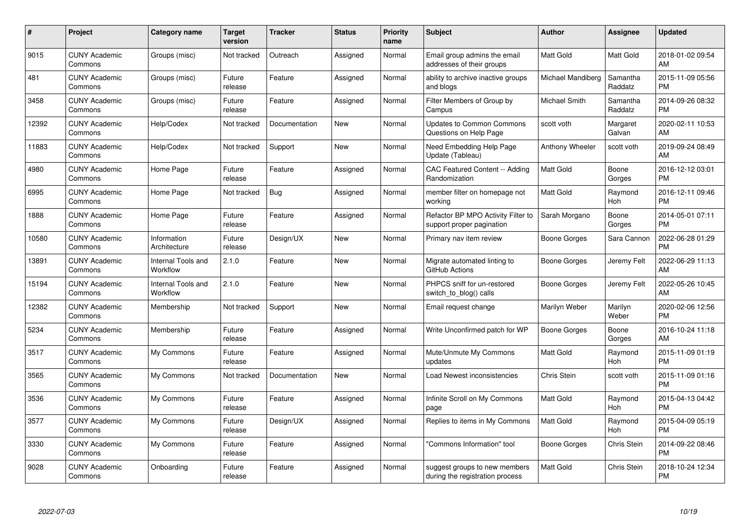| # | Project | Category name | Target version | Tracker | Status | Priority name | Subject | Author | Assignee | Updated |
|---|---|---|---|---|---|---|---|---|---|---|
| 9015 | CUNY Academic Commons | Groups (misc) | Not tracked | Outreach | Assigned | Normal | Email group admins the email addresses of their groups | Matt Gold | Matt Gold | 2018-01-02 09:54 AM |
| 481 | CUNY Academic Commons | Groups (misc) | Future release | Feature | Assigned | Normal | ability to archive inactive groups and blogs | Michael Mandiberg | Samantha Raddatz | 2015-11-09 05:56 PM |
| 3458 | CUNY Academic Commons | Groups (misc) | Future release | Feature | Assigned | Normal | Filter Members of Group by Campus | Michael Smith | Samantha Raddatz | 2014-09-26 08:32 PM |
| 12392 | CUNY Academic Commons | Help/Codex | Not tracked | Documentation | New | Normal | Updates to Common Commons Questions on Help Page | scott voth | Margaret Galvan | 2020-02-11 10:53 AM |
| 11883 | CUNY Academic Commons | Help/Codex | Not tracked | Support | New | Normal | Need Embedding Help Page Update (Tableau) | Anthony Wheeler | scott voth | 2019-09-24 08:49 AM |
| 4980 | CUNY Academic Commons | Home Page | Future release | Feature | Assigned | Normal | CAC Featured Content -- Adding Randomization | Matt Gold | Boone Gorges | 2016-12-12 03:01 PM |
| 6995 | CUNY Academic Commons | Home Page | Not tracked | Bug | Assigned | Normal | member filter on homepage not working | Matt Gold | Raymond Hoh | 2016-12-11 09:46 PM |
| 1888 | CUNY Academic Commons | Home Page | Future release | Feature | Assigned | Normal | Refactor BP MPO Activity Filter to support proper pagination | Sarah Morgano | Boone Gorges | 2014-05-01 07:11 PM |
| 10580 | CUNY Academic Commons | Information Architecture | Future release | Design/UX | New | Normal | Primary nav item review | Boone Gorges | Sara Cannon | 2022-06-28 01:29 PM |
| 13891 | CUNY Academic Commons | Internal Tools and Workflow | 2.1.0 | Feature | New | Normal | Migrate automated linting to GitHub Actions | Boone Gorges | Jeremy Felt | 2022-06-29 11:13 AM |
| 15194 | CUNY Academic Commons | Internal Tools and Workflow | 2.1.0 | Feature | New | Normal | PHPCS sniff for un-restored switch_to_blog() calls | Boone Gorges | Jeremy Felt | 2022-05-26 10:45 AM |
| 12382 | CUNY Academic Commons | Membership | Not tracked | Support | New | Normal | Email request change | Marilyn Weber | Marilyn Weber | 2020-02-06 12:56 PM |
| 5234 | CUNY Academic Commons | Membership | Future release | Feature | Assigned | Normal | Write Unconfirmed patch for WP | Boone Gorges | Boone Gorges | 2016-10-24 11:18 AM |
| 3517 | CUNY Academic Commons | My Commons | Future release | Feature | Assigned | Normal | Mute/Unmute My Commons updates | Matt Gold | Raymond Hoh | 2015-11-09 01:19 PM |
| 3565 | CUNY Academic Commons | My Commons | Not tracked | Documentation | New | Normal | Load Newest inconsistencies | Chris Stein | scott voth | 2015-11-09 01:16 PM |
| 3536 | CUNY Academic Commons | My Commons | Future release | Feature | Assigned | Normal | Infinite Scroll on My Commons page | Matt Gold | Raymond Hoh | 2015-04-13 04:42 PM |
| 3577 | CUNY Academic Commons | My Commons | Future release | Design/UX | Assigned | Normal | Replies to items in My Commons | Matt Gold | Raymond Hoh | 2015-04-09 05:19 PM |
| 3330 | CUNY Academic Commons | My Commons | Future release | Feature | Assigned | Normal | "Commons Information" tool | Boone Gorges | Chris Stein | 2014-09-22 08:46 PM |
| 9028 | CUNY Academic Commons | Onboarding | Future release | Feature | Assigned | Normal | suggest groups to new members during the registration process | Matt Gold | Chris Stein | 2018-10-24 12:34 PM |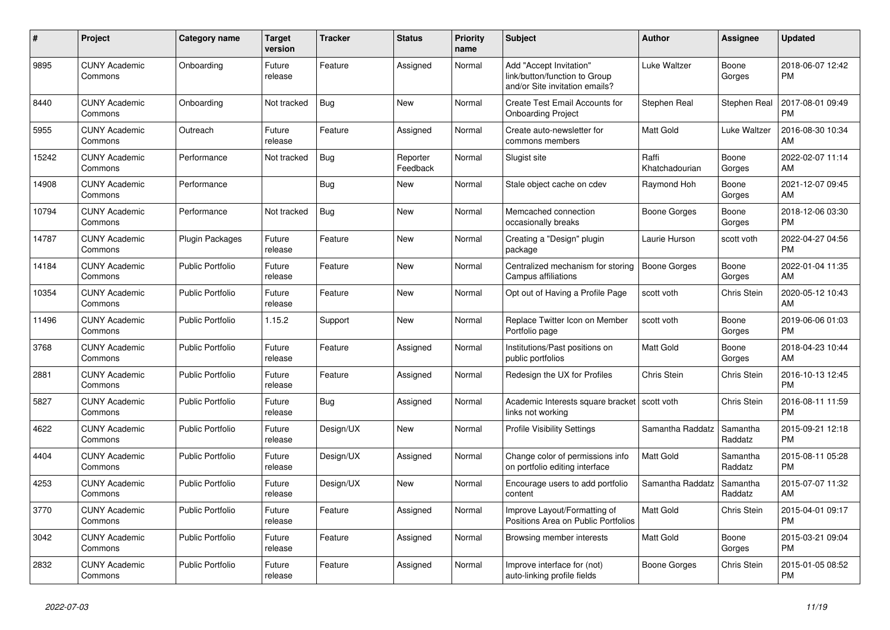| # | Project | Category name | Target version | Tracker | Status | Priority name | Subject | Author | Assignee | Updated |
|---|---|---|---|---|---|---|---|---|---|---|
| 9895 | CUNY Academic Commons | Onboarding | Future release | Feature | Assigned | Normal | Add "Accept Invitation" link/button/function to Group and/or Site invitation emails? | Luke Waltzer | Boone Gorges | 2018-06-07 12:42 PM |
| 8440 | CUNY Academic Commons | Onboarding | Not tracked | Bug | New | Normal | Create Test Email Accounts for Onboarding Project | Stephen Real | Stephen Real | 2017-08-01 09:49 PM |
| 5955 | CUNY Academic Commons | Outreach | Future release | Feature | Assigned | Normal | Create auto-newsletter for commons members | Matt Gold | Luke Waltzer | 2016-08-30 10:34 AM |
| 15242 | CUNY Academic Commons | Performance | Not tracked | Bug | Reporter Feedback | Normal | Slugist site | Raffi Khatchadourian | Boone Gorges | 2022-02-07 11:14 AM |
| 14908 | CUNY Academic Commons | Performance | | Bug | New | Normal | Stale object cache on cdev | Raymond Hoh | Boone Gorges | 2021-12-07 09:45 AM |
| 10794 | CUNY Academic Commons | Performance | Not tracked | Bug | New | Normal | Memcached connection occasionally breaks | Boone Gorges | Boone Gorges | 2018-12-06 03:30 PM |
| 14787 | CUNY Academic Commons | Plugin Packages | Future release | Feature | New | Normal | Creating a "Design" plugin package | Laurie Hurson | scott voth | 2022-04-27 04:56 PM |
| 14184 | CUNY Academic Commons | Public Portfolio | Future release | Feature | New | Normal | Centralized mechanism for storing Campus affiliations | Boone Gorges | Boone Gorges | 2022-01-04 11:35 AM |
| 10354 | CUNY Academic Commons | Public Portfolio | Future release | Feature | New | Normal | Opt out of Having a Profile Page | scott voth | Chris Stein | 2020-05-12 10:43 AM |
| 11496 | CUNY Academic Commons | Public Portfolio | 1.15.2 | Support | New | Normal | Replace Twitter Icon on Member Portfolio page | scott voth | Boone Gorges | 2019-06-06 01:03 PM |
| 3768 | CUNY Academic Commons | Public Portfolio | Future release | Feature | Assigned | Normal | Institutions/Past positions on public portfolios | Matt Gold | Boone Gorges | 2018-04-23 10:44 AM |
| 2881 | CUNY Academic Commons | Public Portfolio | Future release | Feature | Assigned | Normal | Redesign the UX for Profiles | Chris Stein | Chris Stein | 2016-10-13 12:45 PM |
| 5827 | CUNY Academic Commons | Public Portfolio | Future release | Bug | Assigned | Normal | Academic Interests square bracket links not working | scott voth | Chris Stein | 2016-08-11 11:59 PM |
| 4622 | CUNY Academic Commons | Public Portfolio | Future release | Design/UX | New | Normal | Profile Visibility Settings | Samantha Raddatz | Samantha Raddatz | 2015-09-21 12:18 PM |
| 4404 | CUNY Academic Commons | Public Portfolio | Future release | Design/UX | Assigned | Normal | Change color of permissions info on portfolio editing interface | Matt Gold | Samantha Raddatz | 2015-08-11 05:28 PM |
| 4253 | CUNY Academic Commons | Public Portfolio | Future release | Design/UX | New | Normal | Encourage users to add portfolio content | Samantha Raddatz | Samantha Raddatz | 2015-07-07 11:32 AM |
| 3770 | CUNY Academic Commons | Public Portfolio | Future release | Feature | Assigned | Normal | Improve Layout/Formatting of Positions Area on Public Portfolios | Matt Gold | Chris Stein | 2015-04-01 09:17 PM |
| 3042 | CUNY Academic Commons | Public Portfolio | Future release | Feature | Assigned | Normal | Browsing member interests | Matt Gold | Boone Gorges | 2015-03-21 09:04 PM |
| 2832 | CUNY Academic Commons | Public Portfolio | Future release | Feature | Assigned | Normal | Improve interface for (not) auto-linking profile fields | Boone Gorges | Chris Stein | 2015-01-05 08:52 PM |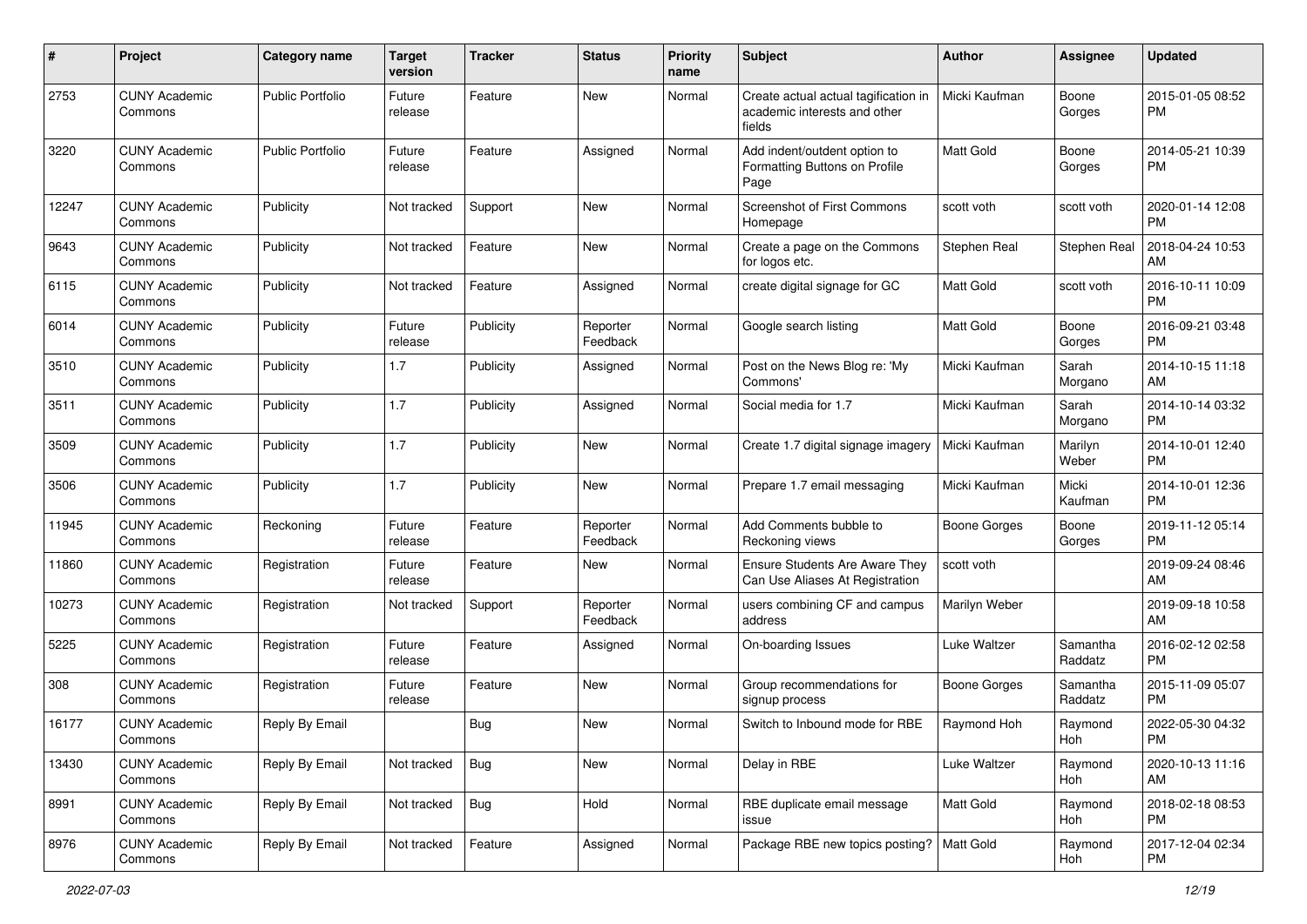| # | Project | Category name | Target version | Tracker | Status | Priority name | Subject | Author | Assignee | Updated |
|---|---|---|---|---|---|---|---|---|---|---|
| 2753 | CUNY Academic Commons | Public Portfolio | Future release | Feature | New | Normal | Create actual actual tagification in academic interests and other fields | Micki Kaufman | Boone Gorges | 2015-01-05 08:52 PM |
| 3220 | CUNY Academic Commons | Public Portfolio | Future release | Feature | Assigned | Normal | Add indent/outdent option to Formatting Buttons on Profile Page | Matt Gold | Boone Gorges | 2014-05-21 10:39 PM |
| 12247 | CUNY Academic Commons | Publicity | Not tracked | Support | New | Normal | Screenshot of First Commons Homepage | scott voth | scott voth | 2020-01-14 12:08 PM |
| 9643 | CUNY Academic Commons | Publicity | Not tracked | Feature | New | Normal | Create a page on the Commons for logos etc. | Stephen Real | Stephen Real | 2018-04-24 10:53 AM |
| 6115 | CUNY Academic Commons | Publicity | Not tracked | Feature | Assigned | Normal | create digital signage for GC | Matt Gold | scott voth | 2016-10-11 10:09 PM |
| 6014 | CUNY Academic Commons | Publicity | Future release | Publicity | Reporter Feedback | Normal | Google search listing | Matt Gold | Boone Gorges | 2016-09-21 03:48 PM |
| 3510 | CUNY Academic Commons | Publicity | 1.7 | Publicity | Assigned | Normal | Post on the News Blog re: 'My Commons' | Micki Kaufman | Sarah Morgano | 2014-10-15 11:18 AM |
| 3511 | CUNY Academic Commons | Publicity | 1.7 | Publicity | Assigned | Normal | Social media for 1.7 | Micki Kaufman | Sarah Morgano | 2014-10-14 03:32 PM |
| 3509 | CUNY Academic Commons | Publicity | 1.7 | Publicity | New | Normal | Create 1.7 digital signage imagery | Micki Kaufman | Marilyn Weber | 2014-10-01 12:40 PM |
| 3506 | CUNY Academic Commons | Publicity | 1.7 | Publicity | New | Normal | Prepare 1.7 email messaging | Micki Kaufman | Micki Kaufman | 2014-10-01 12:36 PM |
| 11945 | CUNY Academic Commons | Reckoning | Future release | Feature | Reporter Feedback | Normal | Add Comments bubble to Reckoning views | Boone Gorges | Boone Gorges | 2019-11-12 05:14 PM |
| 11860 | CUNY Academic Commons | Registration | Future release | Feature | New | Normal | Ensure Students Are Aware They Can Use Aliases At Registration | scott voth | | 2019-09-24 08:46 AM |
| 10273 | CUNY Academic Commons | Registration | Not tracked | Support | Reporter Feedback | Normal | users combining CF and campus address | Marilyn Weber | | 2019-09-18 10:58 AM |
| 5225 | CUNY Academic Commons | Registration | Future release | Feature | Assigned | Normal | On-boarding Issues | Luke Waltzer | Samantha Raddatz | 2016-02-12 02:58 PM |
| 308 | CUNY Academic Commons | Registration | Future release | Feature | New | Normal | Group recommendations for signup process | Boone Gorges | Samantha Raddatz | 2015-11-09 05:07 PM |
| 16177 | CUNY Academic Commons | Reply By Email | | Bug | New | Normal | Switch to Inbound mode for RBE | Raymond Hoh | Raymond Hoh | 2022-05-30 04:32 PM |
| 13430 | CUNY Academic Commons | Reply By Email | Not tracked | Bug | New | Normal | Delay in RBE | Luke Waltzer | Raymond Hoh | 2020-10-13 11:16 AM |
| 8991 | CUNY Academic Commons | Reply By Email | Not tracked | Bug | Hold | Normal | RBE duplicate email message issue | Matt Gold | Raymond Hoh | 2018-02-18 08:53 PM |
| 8976 | CUNY Academic Commons | Reply By Email | Not tracked | Feature | Assigned | Normal | Package RBE new topics posting? | Matt Gold | Raymond Hoh | 2017-12-04 02:34 PM |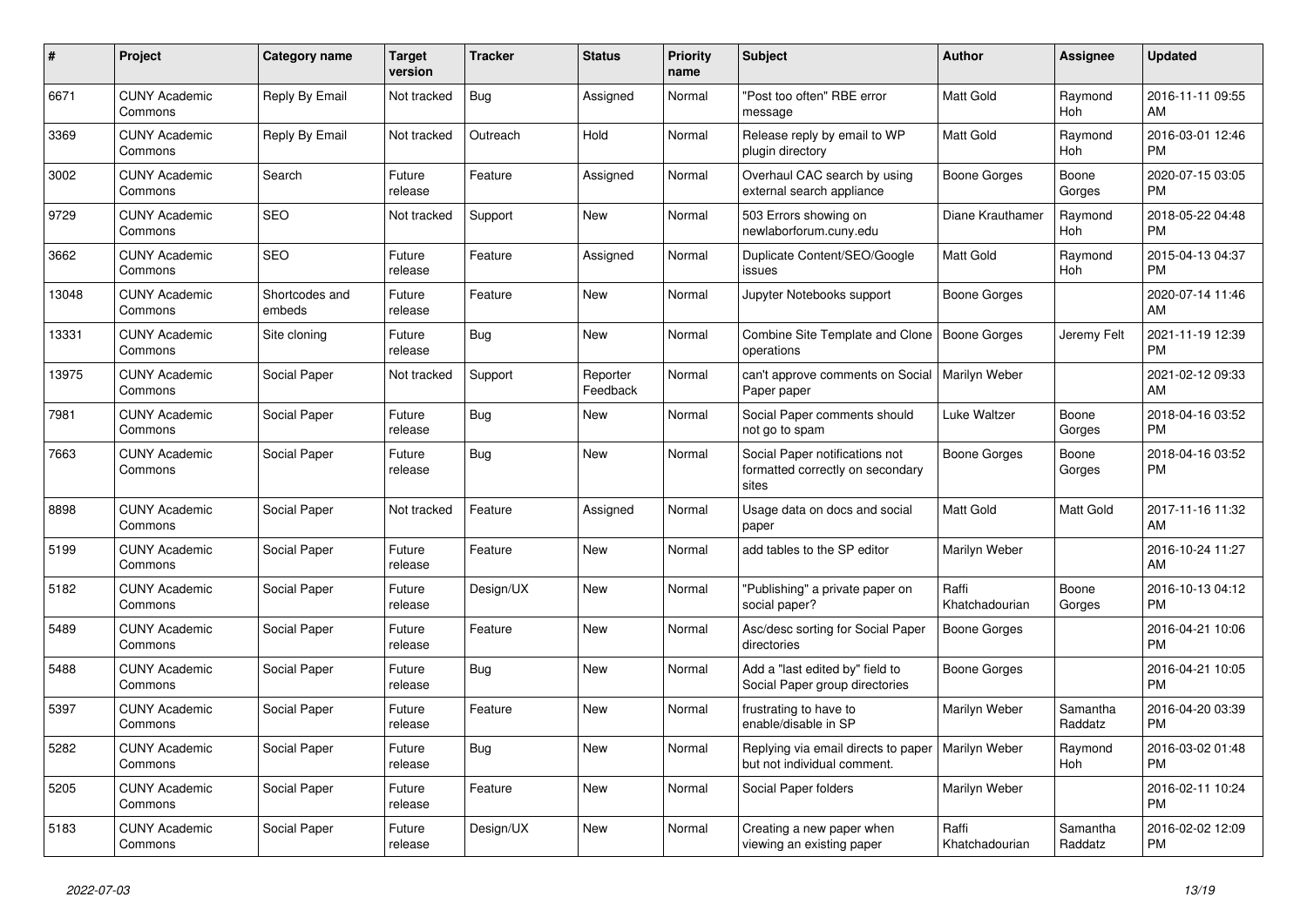| # | Project | Category name | Target version | Tracker | Status | Priority name | Subject | Author | Assignee | Updated |
|---|---|---|---|---|---|---|---|---|---|---|
| 6671 | CUNY Academic Commons | Reply By Email | Not tracked | Bug | Assigned | Normal | "Post too often" RBE error message | Matt Gold | Raymond Hoh | 2016-11-11 09:55 AM |
| 3369 | CUNY Academic Commons | Reply By Email | Not tracked | Outreach | Hold | Normal | Release reply by email to WP plugin directory | Matt Gold | Raymond Hoh | 2016-03-01 12:46 PM |
| 3002 | CUNY Academic Commons | Search | Future release | Feature | Assigned | Normal | Overhaul CAC search by using external search appliance | Boone Gorges | Boone Gorges | 2020-07-15 03:05 PM |
| 9729 | CUNY Academic Commons | SEO | Not tracked | Support | New | Normal | 503 Errors showing on newlaborforum.cuny.edu | Diane Krauthamer | Raymond Hoh | 2018-05-22 04:48 PM |
| 3662 | CUNY Academic Commons | SEO | Future release | Feature | Assigned | Normal | Duplicate Content/SEO/Google issues | Matt Gold | Raymond Hoh | 2015-04-13 04:37 PM |
| 13048 | CUNY Academic Commons | Shortcodes and embeds | Future release | Feature | New | Normal | Jupyter Notebooks support | Boone Gorges | | 2020-07-14 11:46 AM |
| 13331 | CUNY Academic Commons | Site cloning | Future release | Bug | New | Normal | Combine Site Template and Clone operations | Boone Gorges | Jeremy Felt | 2021-11-19 12:39 PM |
| 13975 | CUNY Academic Commons | Social Paper | Not tracked | Support | Reporter Feedback | Normal | can't approve comments on Social Paper paper | Marilyn Weber | | 2021-02-12 09:33 AM |
| 7981 | CUNY Academic Commons | Social Paper | Future release | Bug | New | Normal | Social Paper comments should not go to spam | Luke Waltzer | Boone Gorges | 2018-04-16 03:52 PM |
| 7663 | CUNY Academic Commons | Social Paper | Future release | Bug | New | Normal | Social Paper notifications not formatted correctly on secondary sites | Boone Gorges | Boone Gorges | 2018-04-16 03:52 PM |
| 8898 | CUNY Academic Commons | Social Paper | Not tracked | Feature | Assigned | Normal | Usage data on docs and social paper | Matt Gold | Matt Gold | 2017-11-16 11:32 AM |
| 5199 | CUNY Academic Commons | Social Paper | Future release | Feature | New | Normal | add tables to the SP editor | Marilyn Weber | | 2016-10-24 11:27 AM |
| 5182 | CUNY Academic Commons | Social Paper | Future release | Design/UX | New | Normal | "Publishing" a private paper on social paper? | Raffi Khatchadourian | Boone Gorges | 2016-10-13 04:12 PM |
| 5489 | CUNY Academic Commons | Social Paper | Future release | Feature | New | Normal | Asc/desc sorting for Social Paper directories | Boone Gorges | | 2016-04-21 10:06 PM |
| 5488 | CUNY Academic Commons | Social Paper | Future release | Bug | New | Normal | Add a "last edited by" field to Social Paper group directories | Boone Gorges | | 2016-04-21 10:05 PM |
| 5397 | CUNY Academic Commons | Social Paper | Future release | Feature | New | Normal | frustrating to have to enable/disable in SP | Marilyn Weber | Samantha Raddatz | 2016-04-20 03:39 PM |
| 5282 | CUNY Academic Commons | Social Paper | Future release | Bug | New | Normal | Replying via email directs to paper but not individual comment. | Marilyn Weber | Raymond Hoh | 2016-03-02 01:48 PM |
| 5205 | CUNY Academic Commons | Social Paper | Future release | Feature | New | Normal | Social Paper folders | Marilyn Weber | | 2016-02-11 10:24 PM |
| 5183 | CUNY Academic Commons | Social Paper | Future release | Design/UX | New | Normal | Creating a new paper when viewing an existing paper | Raffi Khatchadourian | Samantha Raddatz | 2016-02-02 12:09 PM |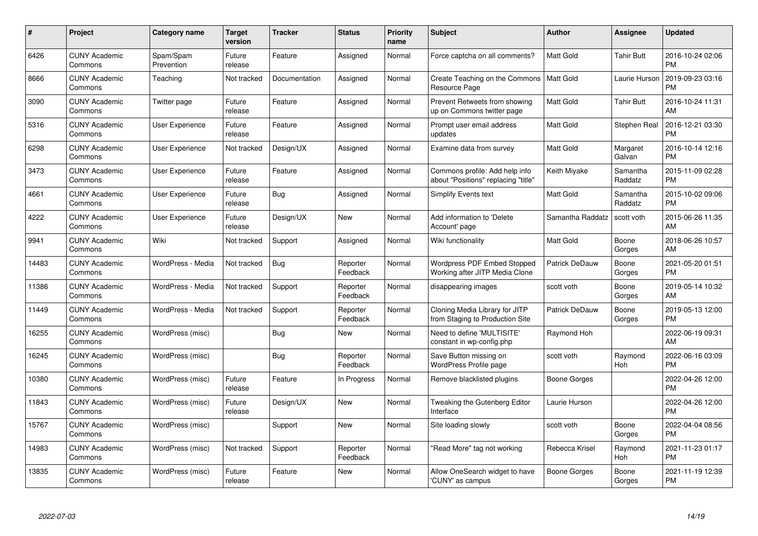| # | Project | Category name | Target version | Tracker | Status | Priority name | Subject | Author | Assignee | Updated |
|---|---|---|---|---|---|---|---|---|---|---|
| 6426 | CUNY Academic Commons | Spam/Spam Prevention | Future release | Feature | Assigned | Normal | Force captcha on all comments? | Matt Gold | Tahir Butt | 2016-10-24 02:06 PM |
| 8666 | CUNY Academic Commons | Teaching | Not tracked | Documentation | Assigned | Normal | Create Teaching on the Commons Resource Page | Matt Gold | Laurie Hurson | 2019-09-23 03:16 PM |
| 3090 | CUNY Academic Commons | Twitter page | Future release | Feature | Assigned | Normal | Prevent Retweets from showing up on Commons twitter page | Matt Gold | Tahir Butt | 2016-10-24 11:31 AM |
| 5316 | CUNY Academic Commons | User Experience | Future release | Feature | Assigned | Normal | Prompt user email address updates | Matt Gold | Stephen Real | 2016-12-21 03:30 PM |
| 6298 | CUNY Academic Commons | User Experience | Not tracked | Design/UX | Assigned | Normal | Examine data from survey | Matt Gold | Margaret Galvan | 2016-10-14 12:16 PM |
| 3473 | CUNY Academic Commons | User Experience | Future release | Feature | Assigned | Normal | Commons profile: Add help info about "Positions" replacing "title" | Keith Miyake | Samantha Raddatz | 2015-11-09 02:28 PM |
| 4661 | CUNY Academic Commons | User Experience | Future release | Bug | Assigned | Normal | Simplify Events text | Matt Gold | Samantha Raddatz | 2015-10-02 09:06 PM |
| 4222 | CUNY Academic Commons | User Experience | Future release | Design/UX | New | Normal | Add information to 'Delete Account' page | Samantha Raddatz | scott voth | 2015-06-26 11:35 AM |
| 9941 | CUNY Academic Commons | Wiki | Not tracked | Support | Assigned | Normal | Wiki functionality | Matt Gold | Boone Gorges | 2018-06-26 10:57 AM |
| 14483 | CUNY Academic Commons | WordPress - Media | Not tracked | Bug | Reporter Feedback | Normal | Wordpress PDF Embed Stopped Working after JITP Media Clone | Patrick DeDauw | Boone Gorges | 2021-05-20 01:51 PM |
| 11386 | CUNY Academic Commons | WordPress - Media | Not tracked | Support | Reporter Feedback | Normal | disappearing images | scott voth | Boone Gorges | 2019-05-14 10:32 AM |
| 11449 | CUNY Academic Commons | WordPress - Media | Not tracked | Support | Reporter Feedback | Normal | Cloning Media Library for JITP from Staging to Production Site | Patrick DeDauw | Boone Gorges | 2019-05-13 12:00 PM |
| 16255 | CUNY Academic Commons | WordPress (misc) | | Bug | New | Normal | Need to define 'MULTISITE' constant in wp-config.php | Raymond Hoh | | 2022-06-19 09:31 AM |
| 16245 | CUNY Academic Commons | WordPress (misc) | | Bug | Reporter Feedback | Normal | Save Button missing on WordPress Profile page | scott voth | Raymond Hoh | 2022-06-16 03:09 PM |
| 10380 | CUNY Academic Commons | WordPress (misc) | Future release | Feature | In Progress | Normal | Remove blacklisted plugins | Boone Gorges | | 2022-04-26 12:00 PM |
| 11843 | CUNY Academic Commons | WordPress (misc) | Future release | Design/UX | New | Normal | Tweaking the Gutenberg Editor Interface | Laurie Hurson | | 2022-04-26 12:00 PM |
| 15767 | CUNY Academic Commons | WordPress (misc) | | Support | New | Normal | Site loading slowly | scott voth | Boone Gorges | 2022-04-04 08:56 PM |
| 14983 | CUNY Academic Commons | WordPress (misc) | Not tracked | Support | Reporter Feedback | Normal | "Read More" tag not working | Rebecca Krisel | Raymond Hoh | 2021-11-23 01:17 PM |
| 13835 | CUNY Academic Commons | WordPress (misc) | Future release | Feature | New | Normal | Allow OneSearch widget to have 'CUNY' as campus | Boone Gorges | Boone Gorges | 2021-11-19 12:39 PM |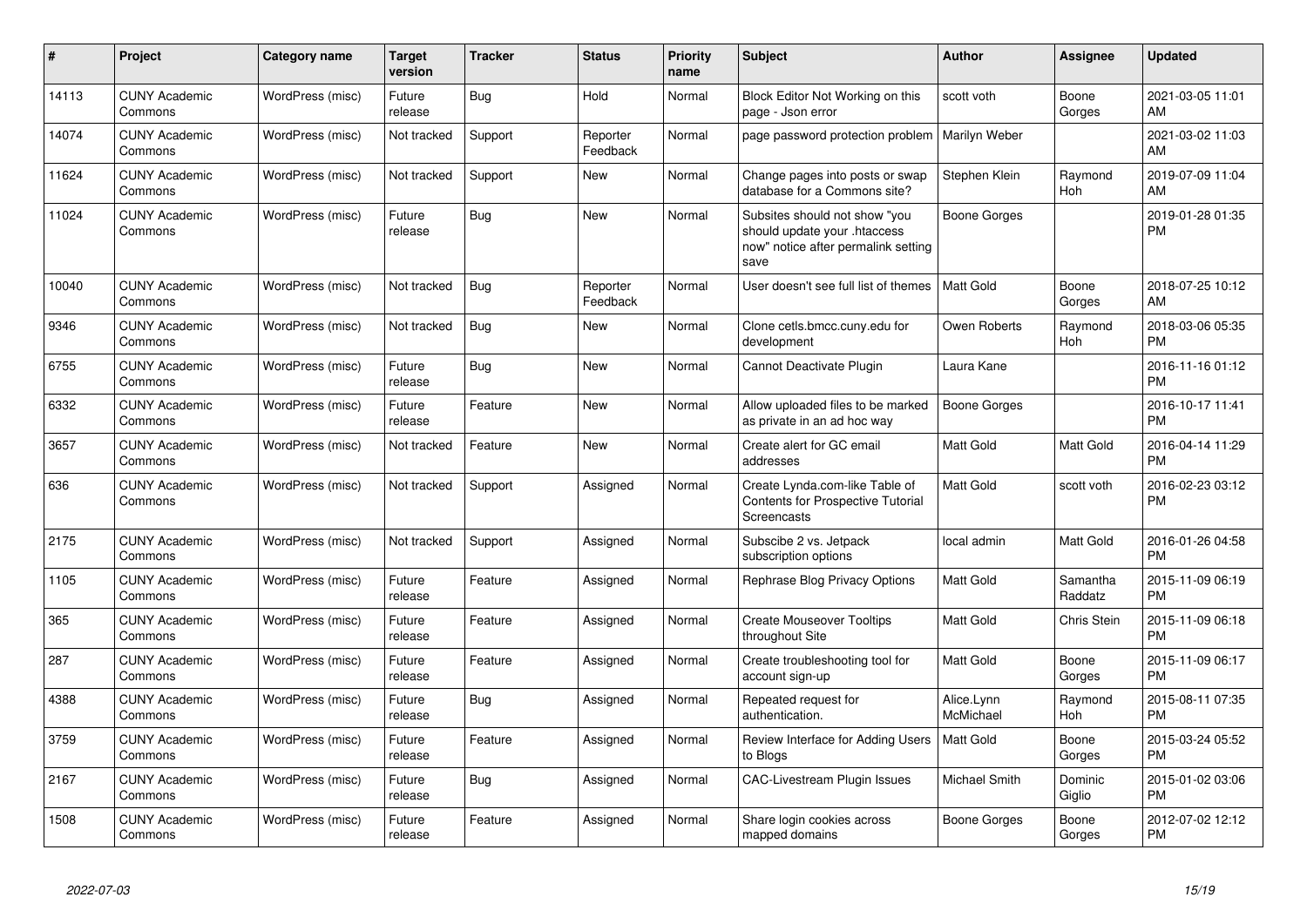| # | Project | Category name | Target version | Tracker | Status | Priority name | Subject | Author | Assignee | Updated |
|---|---|---|---|---|---|---|---|---|---|---|
| 14113 | CUNY Academic Commons | WordPress (misc) | Future release | Bug | Hold | Normal | Block Editor Not Working on this page - Json error | scott voth | Boone Gorges | 2021-03-05 11:01 AM |
| 14074 | CUNY Academic Commons | WordPress (misc) | Not tracked | Support | Reporter Feedback | Normal | page password protection problem | Marilyn Weber | | 2021-03-02 11:03 AM |
| 11624 | CUNY Academic Commons | WordPress (misc) | Not tracked | Support | New | Normal | Change pages into posts or swap database for a Commons site? | Stephen Klein | Raymond Hoh | 2019-07-09 11:04 AM |
| 11024 | CUNY Academic Commons | WordPress (misc) | Future release | Bug | New | Normal | Subsites should not show "you should update your .htaccess now" notice after permalink setting save | Boone Gorges | | 2019-01-28 01:35 PM |
| 10040 | CUNY Academic Commons | WordPress (misc) | Not tracked | Bug | Reporter Feedback | Normal | User doesn't see full list of themes | Matt Gold | Boone Gorges | 2018-07-25 10:12 AM |
| 9346 | CUNY Academic Commons | WordPress (misc) | Not tracked | Bug | New | Normal | Clone cetls.bmcc.cuny.edu for development | Owen Roberts | Raymond Hoh | 2018-03-06 05:35 PM |
| 6755 | CUNY Academic Commons | WordPress (misc) | Future release | Bug | New | Normal | Cannot Deactivate Plugin | Laura Kane | | 2016-11-16 01:12 PM |
| 6332 | CUNY Academic Commons | WordPress (misc) | Future release | Feature | New | Normal | Allow uploaded files to be marked as private in an ad hoc way | Boone Gorges | | 2016-10-17 11:41 PM |
| 3657 | CUNY Academic Commons | WordPress (misc) | Not tracked | Feature | New | Normal | Create alert for GC email addresses | Matt Gold | Matt Gold | 2016-04-14 11:29 PM |
| 636 | CUNY Academic Commons | WordPress (misc) | Not tracked | Support | Assigned | Normal | Create Lynda.com-like Table of Contents for Prospective Tutorial Screencasts | Matt Gold | scott voth | 2016-02-23 03:12 PM |
| 2175 | CUNY Academic Commons | WordPress (misc) | Not tracked | Support | Assigned | Normal | Subscibe 2 vs. Jetpack subscription options | local admin | Matt Gold | 2016-01-26 04:58 PM |
| 1105 | CUNY Academic Commons | WordPress (misc) | Future release | Feature | Assigned | Normal | Rephrase Blog Privacy Options | Matt Gold | Samantha Raddatz | 2015-11-09 06:19 PM |
| 365 | CUNY Academic Commons | WordPress (misc) | Future release | Feature | Assigned | Normal | Create Mouseover Tooltips throughout Site | Matt Gold | Chris Stein | 2015-11-09 06:18 PM |
| 287 | CUNY Academic Commons | WordPress (misc) | Future release | Feature | Assigned | Normal | Create troubleshooting tool for account sign-up | Matt Gold | Boone Gorges | 2015-11-09 06:17 PM |
| 4388 | CUNY Academic Commons | WordPress (misc) | Future release | Bug | Assigned | Normal | Repeated request for authentication. | Alice.Lynn McMichael | Raymond Hoh | 2015-08-11 07:35 PM |
| 3759 | CUNY Academic Commons | WordPress (misc) | Future release | Feature | Assigned | Normal | Review Interface for Adding Users to Blogs | Matt Gold | Boone Gorges | 2015-03-24 05:52 PM |
| 2167 | CUNY Academic Commons | WordPress (misc) | Future release | Bug | Assigned | Normal | CAC-Livestream Plugin Issues | Michael Smith | Dominic Giglio | 2015-01-02 03:06 PM |
| 1508 | CUNY Academic Commons | WordPress (misc) | Future release | Feature | Assigned | Normal | Share login cookies across mapped domains | Boone Gorges | Boone Gorges | 2012-07-02 12:12 PM |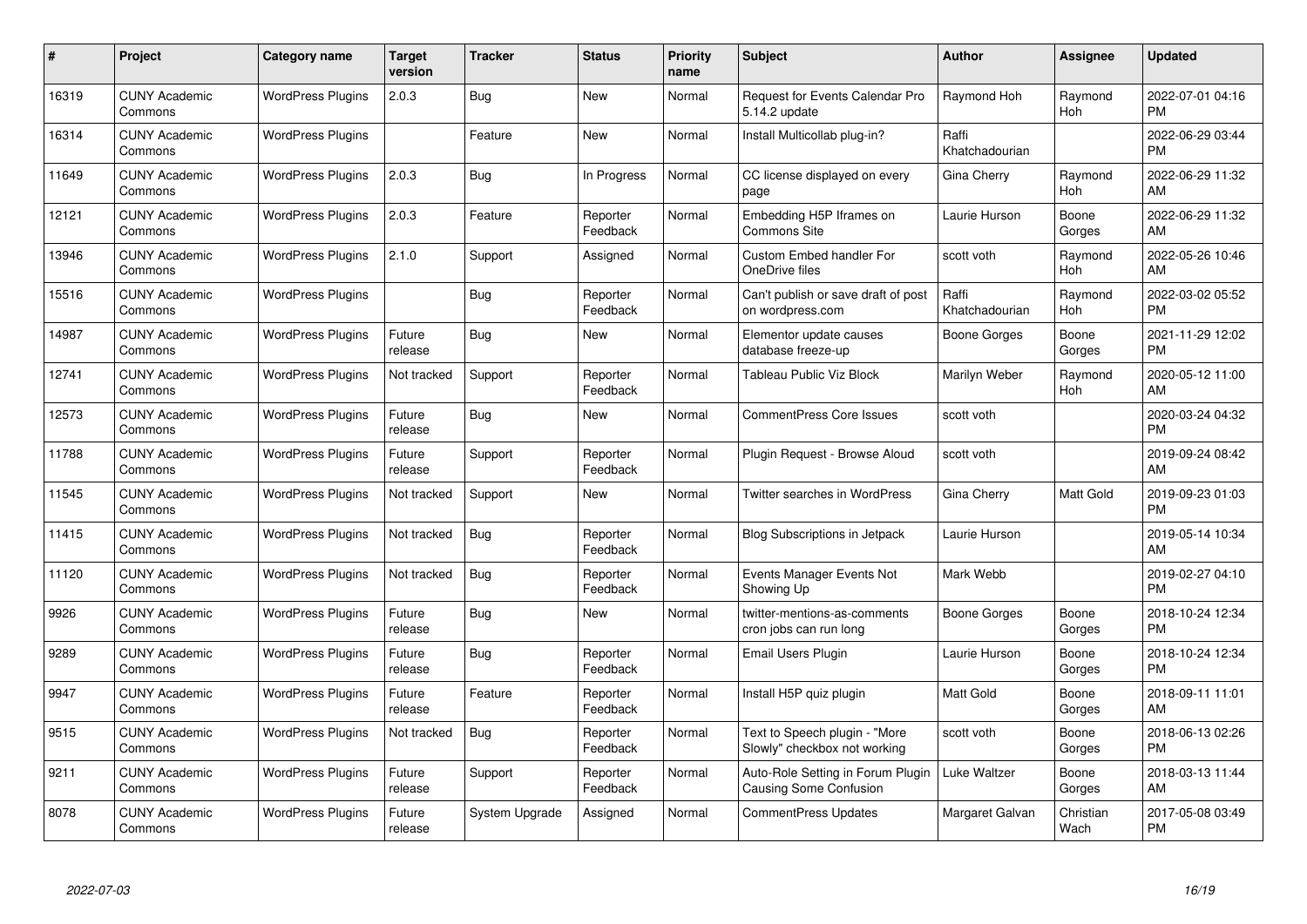| # | Project | Category name | Target version | Tracker | Status | Priority name | Subject | Author | Assignee | Updated |
|---|---|---|---|---|---|---|---|---|---|---|
| 16319 | CUNY Academic Commons | WordPress Plugins | 2.0.3 | Bug | New | Normal | Request for Events Calendar Pro 5.14.2 update | Raymond Hoh | Raymond Hoh | 2022-07-01 04:16 PM |
| 16314 | CUNY Academic Commons | WordPress Plugins | | Feature | New | Normal | Install Multicollab plug-in? | Raffi Khatchadourian | | 2022-06-29 03:44 PM |
| 11649 | CUNY Academic Commons | WordPress Plugins | 2.0.3 | Bug | In Progress | Normal | CC license displayed on every page | Gina Cherry | Raymond Hoh | 2022-06-29 11:32 AM |
| 12121 | CUNY Academic Commons | WordPress Plugins | 2.0.3 | Feature | Reporter Feedback | Normal | Embedding H5P Iframes on Commons Site | Laurie Hurson | Boone Gorges | 2022-06-29 11:32 AM |
| 13946 | CUNY Academic Commons | WordPress Plugins | 2.1.0 | Support | Assigned | Normal | Custom Embed handler For OneDrive files | scott voth | Raymond Hoh | 2022-05-26 10:46 AM |
| 15516 | CUNY Academic Commons | WordPress Plugins | | Bug | Reporter Feedback | Normal | Can't publish or save draft of post on wordpress.com | Raffi Khatchadourian | Raymond Hoh | 2022-03-02 05:52 PM |
| 14987 | CUNY Academic Commons | WordPress Plugins | Future release | Bug | New | Normal | Elementor update causes database freeze-up | Boone Gorges | Boone Gorges | 2021-11-29 12:02 PM |
| 12741 | CUNY Academic Commons | WordPress Plugins | Not tracked | Support | Reporter Feedback | Normal | Tableau Public Viz Block | Marilyn Weber | Raymond Hoh | 2020-05-12 11:00 AM |
| 12573 | CUNY Academic Commons | WordPress Plugins | Future release | Bug | New | Normal | CommentPress Core Issues | scott voth | | 2020-03-24 04:32 PM |
| 11788 | CUNY Academic Commons | WordPress Plugins | Future release | Support | Reporter Feedback | Normal | Plugin Request - Browse Aloud | scott voth | | 2019-09-24 08:42 AM |
| 11545 | CUNY Academic Commons | WordPress Plugins | Not tracked | Support | New | Normal | Twitter searches in WordPress | Gina Cherry | Matt Gold | 2019-09-23 01:03 PM |
| 11415 | CUNY Academic Commons | WordPress Plugins | Not tracked | Bug | Reporter Feedback | Normal | Blog Subscriptions in Jetpack | Laurie Hurson | | 2019-05-14 10:34 AM |
| 11120 | CUNY Academic Commons | WordPress Plugins | Not tracked | Bug | Reporter Feedback | Normal | Events Manager Events Not Showing Up | Mark Webb | | 2019-02-27 04:10 PM |
| 9926 | CUNY Academic Commons | WordPress Plugins | Future release | Bug | New | Normal | twitter-mentions-as-comments cron jobs can run long | Boone Gorges | Boone Gorges | 2018-10-24 12:34 PM |
| 9289 | CUNY Academic Commons | WordPress Plugins | Future release | Bug | Reporter Feedback | Normal | Email Users Plugin | Laurie Hurson | Boone Gorges | 2018-10-24 12:34 PM |
| 9947 | CUNY Academic Commons | WordPress Plugins | Future release | Feature | Reporter Feedback | Normal | Install H5P quiz plugin | Matt Gold | Boone Gorges | 2018-09-11 11:01 AM |
| 9515 | CUNY Academic Commons | WordPress Plugins | Not tracked | Bug | Reporter Feedback | Normal | Text to Speech plugin - "More Slowly" checkbox not working | scott voth | Boone Gorges | 2018-06-13 02:26 PM |
| 9211 | CUNY Academic Commons | WordPress Plugins | Future release | Support | Reporter Feedback | Normal | Auto-Role Setting in Forum Plugin Causing Some Confusion | Luke Waltzer | Boone Gorges | 2018-03-13 11:44 AM |
| 8078 | CUNY Academic Commons | WordPress Plugins | Future release | System Upgrade | Assigned | Normal | CommentPress Updates | Margaret Galvan | Christian Wach | 2017-05-08 03:49 PM |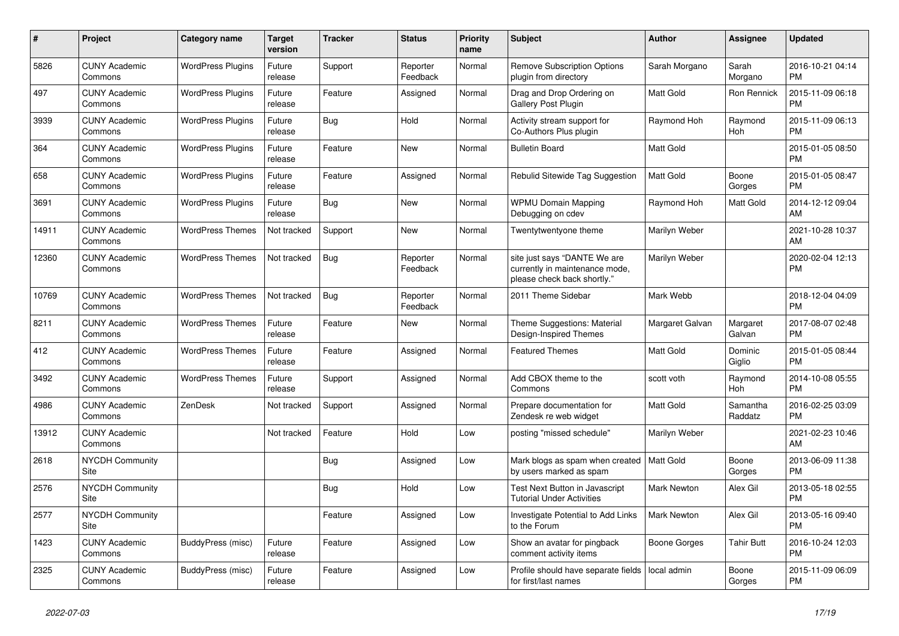| # | Project | Category name | Target version | Tracker | Status | Priority name | Subject | Author | Assignee | Updated |
|---|---|---|---|---|---|---|---|---|---|---|
| 5826 | CUNY Academic Commons | WordPress Plugins | Future release | Support | Reporter Feedback | Normal | Remove Subscription Options plugin from directory | Sarah Morgano | Sarah Morgano | 2016-10-21 04:14 PM |
| 497 | CUNY Academic Commons | WordPress Plugins | Future release | Feature | Assigned | Normal | Drag and Drop Ordering on Gallery Post Plugin | Matt Gold | Ron Rennick | 2015-11-09 06:18 PM |
| 3939 | CUNY Academic Commons | WordPress Plugins | Future release | Bug | Hold | Normal | Activity stream support for Co-Authors Plus plugin | Raymond Hoh | Raymond Hoh | 2015-11-09 06:13 PM |
| 364 | CUNY Academic Commons | WordPress Plugins | Future release | Feature | New | Normal | Bulletin Board | Matt Gold | | 2015-01-05 08:50 PM |
| 658 | CUNY Academic Commons | WordPress Plugins | Future release | Feature | Assigned | Normal | Rebulid Sitewide Tag Suggestion | Matt Gold | Boone Gorges | 2015-01-05 08:47 PM |
| 3691 | CUNY Academic Commons | WordPress Plugins | Future release | Bug | New | Normal | WPMU Domain Mapping Debugging on cdev | Raymond Hoh | Matt Gold | 2014-12-12 09:04 AM |
| 14911 | CUNY Academic Commons | WordPress Themes | Not tracked | Support | New | Normal | Twentytwentyone theme | Marilyn Weber | | 2021-10-28 10:37 AM |
| 12360 | CUNY Academic Commons | WordPress Themes | Not tracked | Bug | Reporter Feedback | Normal | site just says "DANTE We are currently in maintenance mode, please check back shortly." | Marilyn Weber | | 2020-02-04 12:13 PM |
| 10769 | CUNY Academic Commons | WordPress Themes | Not tracked | Bug | Reporter Feedback | Normal | 2011 Theme Sidebar | Mark Webb | | 2018-12-04 04:09 PM |
| 8211 | CUNY Academic Commons | WordPress Themes | Future release | Feature | New | Normal | Theme Suggestions: Material Design-Inspired Themes | Margaret Galvan | Margaret Galvan | 2017-08-07 02:48 PM |
| 412 | CUNY Academic Commons | WordPress Themes | Future release | Feature | Assigned | Normal | Featured Themes | Matt Gold | Dominic Giglio | 2015-01-05 08:44 PM |
| 3492 | CUNY Academic Commons | WordPress Themes | Future release | Support | Assigned | Normal | Add CBOX theme to the Commons | scott voth | Raymond Hoh | 2014-10-08 05:55 PM |
| 4986 | CUNY Academic Commons | ZenDesk | Not tracked | Support | Assigned | Normal | Prepare documentation for Zendesk re web widget | Matt Gold | Samantha Raddatz | 2016-02-25 03:09 PM |
| 13912 | CUNY Academic Commons | | Not tracked | Feature | Hold | Low | posting "missed schedule" | Marilyn Weber | | 2021-02-23 10:46 AM |
| 2618 | NYCDH Community Site | | | Bug | Assigned | Low | Mark blogs as spam when created by users marked as spam | Matt Gold | Boone Gorges | 2013-06-09 11:38 PM |
| 2576 | NYCDH Community Site | | | Bug | Hold | Low | Test Next Button in Javascript Tutorial Under Activities | Mark Newton | Alex Gil | 2013-05-18 02:55 PM |
| 2577 | NYCDH Community Site | | | Feature | Assigned | Low | Investigate Potential to Add Links to the Forum | Mark Newton | Alex Gil | 2013-05-16 09:40 PM |
| 1423 | CUNY Academic Commons | BuddyPress (misc) | Future release | Feature | Assigned | Low | Show an avatar for pingback comment activity items | Boone Gorges | Tahir Butt | 2016-10-24 12:03 PM |
| 2325 | CUNY Academic Commons | BuddyPress (misc) | Future release | Feature | Assigned | Low | Profile should have separate fields for first/last names | local admin | Boone Gorges | 2015-11-09 06:09 PM |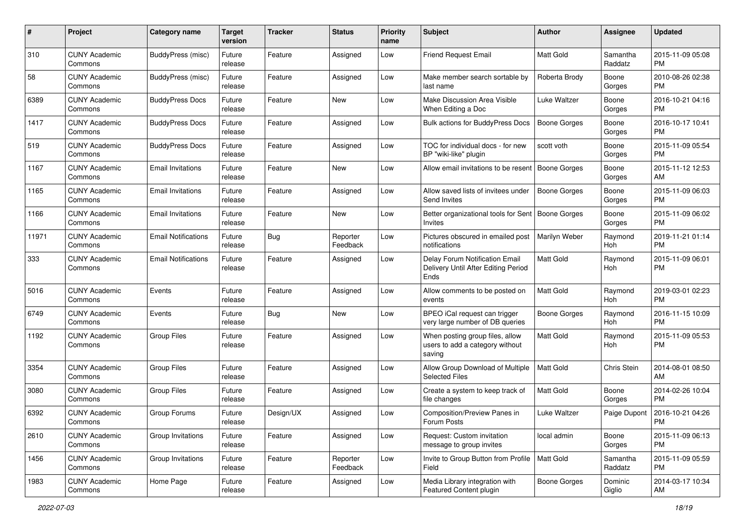| # | Project | Category name | Target version | Tracker | Status | Priority name | Subject | Author | Assignee | Updated |
|---|---|---|---|---|---|---|---|---|---|---|
| 310 | CUNY Academic Commons | BuddyPress (misc) | Future release | Feature | Assigned | Low | Friend Request Email | Matt Gold | Samantha Raddatz | 2015-11-09 05:08 PM |
| 58 | CUNY Academic Commons | BuddyPress (misc) | Future release | Feature | Assigned | Low | Make member search sortable by last name | Roberta Brody | Boone Gorges | 2010-08-26 02:38 PM |
| 6389 | CUNY Academic Commons | BuddyPress Docs | Future release | Feature | New | Low | Make Discussion Area Visible When Editing a Doc | Luke Waltzer | Boone Gorges | 2016-10-21 04:16 PM |
| 1417 | CUNY Academic Commons | BuddyPress Docs | Future release | Feature | Assigned | Low | Bulk actions for BuddyPress Docs | Boone Gorges | Boone Gorges | 2016-10-17 10:41 PM |
| 519 | CUNY Academic Commons | BuddyPress Docs | Future release | Feature | Assigned | Low | TOC for individual docs - for new BP "wiki-like" plugin | scott voth | Boone Gorges | 2015-11-09 05:54 PM |
| 1167 | CUNY Academic Commons | Email Invitations | Future release | Feature | New | Low | Allow email invitations to be resent | Boone Gorges | Boone Gorges | 2015-11-12 12:53 AM |
| 1165 | CUNY Academic Commons | Email Invitations | Future release | Feature | Assigned | Low | Allow saved lists of invitees under Send Invites | Boone Gorges | Boone Gorges | 2015-11-09 06:03 PM |
| 1166 | CUNY Academic Commons | Email Invitations | Future release | Feature | New | Low | Better organizational tools for Sent Invites | Boone Gorges | Boone Gorges | 2015-11-09 06:02 PM |
| 11971 | CUNY Academic Commons | Email Notifications | Future release | Bug | Reporter Feedback | Low | Pictures obscured in emailed post notifications | Marilyn Weber | Raymond Hoh | 2019-11-21 01:14 PM |
| 333 | CUNY Academic Commons | Email Notifications | Future release | Feature | Assigned | Low | Delay Forum Notification Email Delivery Until After Editing Period Ends | Matt Gold | Raymond Hoh | 2015-11-09 06:01 PM |
| 5016 | CUNY Academic Commons | Events | Future release | Feature | Assigned | Low | Allow comments to be posted on events | Matt Gold | Raymond Hoh | 2019-03-01 02:23 PM |
| 6749 | CUNY Academic Commons | Events | Future release | Bug | New | Low | BPEO iCal request can trigger very large number of DB queries | Boone Gorges | Raymond Hoh | 2016-11-15 10:09 PM |
| 1192 | CUNY Academic Commons | Group Files | Future release | Feature | Assigned | Low | When posting group files, allow users to add a category without saving | Matt Gold | Raymond Hoh | 2015-11-09 05:53 PM |
| 3354 | CUNY Academic Commons | Group Files | Future release | Feature | Assigned | Low | Allow Group Download of Multiple Selected Files | Matt Gold | Chris Stein | 2014-08-01 08:50 AM |
| 3080 | CUNY Academic Commons | Group Files | Future release | Feature | Assigned | Low | Create a system to keep track of file changes | Matt Gold | Boone Gorges | 2014-02-26 10:04 PM |
| 6392 | CUNY Academic Commons | Group Forums | Future release | Design/UX | Assigned | Low | Composition/Preview Panes in Forum Posts | Luke Waltzer | Paige Dupont | 2016-10-21 04:26 PM |
| 2610 | CUNY Academic Commons | Group Invitations | Future release | Feature | Assigned | Low | Request: Custom invitation message to group invites | local admin | Boone Gorges | 2015-11-09 06:13 PM |
| 1456 | CUNY Academic Commons | Group Invitations | Future release | Feature | Reporter Feedback | Low | Invite to Group Button from Profile Field | Matt Gold | Samantha Raddatz | 2015-11-09 05:59 PM |
| 1983 | CUNY Academic Commons | Home Page | Future release | Feature | Assigned | Low | Media Library integration with Featured Content plugin | Boone Gorges | Dominic Giglio | 2014-03-17 10:34 AM |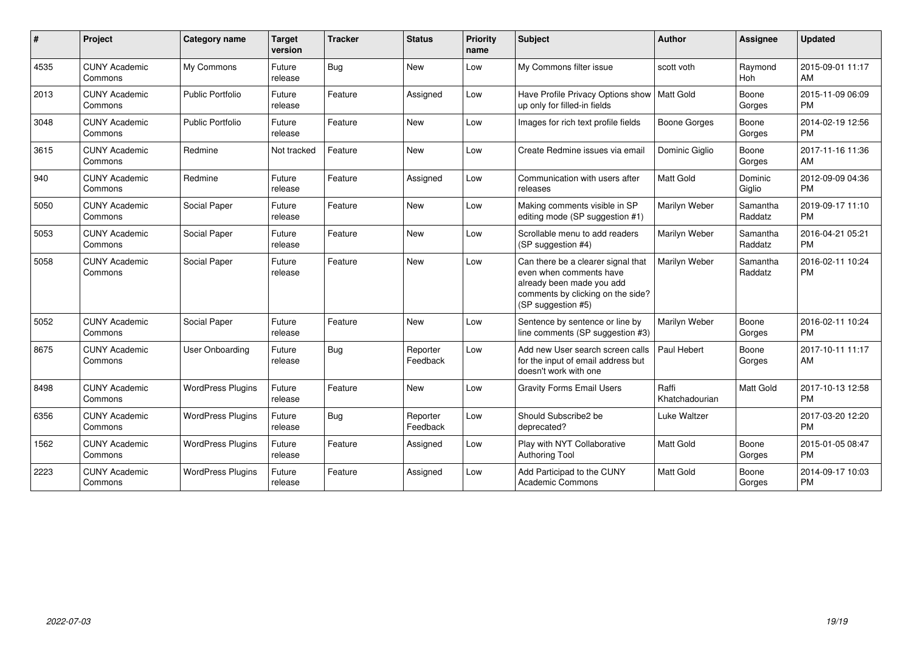| # | Project | Category name | Target version | Tracker | Status | Priority name | Subject | Author | Assignee | Updated |
|---|---|---|---|---|---|---|---|---|---|---|
| 4535 | CUNY Academic Commons | My Commons | Future release | Bug | New | Low | My Commons filter issue | scott voth | Raymond Hoh | 2015-09-01 11:17 AM |
| 2013 | CUNY Academic Commons | Public Portfolio | Future release | Feature | Assigned | Low | Have Profile Privacy Options show up only for filled-in fields | Matt Gold | Boone Gorges | 2015-11-09 06:09 PM |
| 3048 | CUNY Academic Commons | Public Portfolio | Future release | Feature | New | Low | Images for rich text profile fields | Boone Gorges | Boone Gorges | 2014-02-19 12:56 PM |
| 3615 | CUNY Academic Commons | Redmine | Not tracked | Feature | New | Low | Create Redmine issues via email | Dominic Giglio | Boone Gorges | 2017-11-16 11:36 AM |
| 940 | CUNY Academic Commons | Redmine | Future release | Feature | Assigned | Low | Communication with users after releases | Matt Gold | Dominic Giglio | 2012-09-09 04:36 PM |
| 5050 | CUNY Academic Commons | Social Paper | Future release | Feature | New | Low | Making comments visible in SP editing mode (SP suggestion #1) | Marilyn Weber | Samantha Raddatz | 2019-09-17 11:10 PM |
| 5053 | CUNY Academic Commons | Social Paper | Future release | Feature | New | Low | Scrollable menu to add readers (SP suggestion #4) | Marilyn Weber | Samantha Raddatz | 2016-04-21 05:21 PM |
| 5058 | CUNY Academic Commons | Social Paper | Future release | Feature | New | Low | Can there be a clearer signal that even when comments have already been made you add comments by clicking on the side? (SP suggestion #5) | Marilyn Weber | Samantha Raddatz | 2016-02-11 10:24 PM |
| 5052 | CUNY Academic Commons | Social Paper | Future release | Feature | New | Low | Sentence by sentence or line by line comments (SP suggestion #3) | Marilyn Weber | Boone Gorges | 2016-02-11 10:24 PM |
| 8675 | CUNY Academic Commons | User Onboarding | Future release | Bug | Reporter Feedback | Low | Add new User search screen calls for the input of email address but doesn't work with one | Paul Hebert | Boone Gorges | 2017-10-11 11:17 AM |
| 8498 | CUNY Academic Commons | WordPress Plugins | Future release | Feature | New | Low | Gravity Forms Email Users | Raffi Khatchadourian | Matt Gold | 2017-10-13 12:58 PM |
| 6356 | CUNY Academic Commons | WordPress Plugins | Future release | Bug | Reporter Feedback | Low | Should Subscribe2 be deprecated? | Luke Waltzer | | 2017-03-20 12:20 PM |
| 1562 | CUNY Academic Commons | WordPress Plugins | Future release | Feature | Assigned | Low | Play with NYT Collaborative Authoring Tool | Matt Gold | Boone Gorges | 2015-01-05 08:47 PM |
| 2223 | CUNY Academic Commons | WordPress Plugins | Future release | Feature | Assigned | Low | Add Participad to the CUNY Academic Commons | Matt Gold | Boone Gorges | 2014-09-17 10:03 PM |